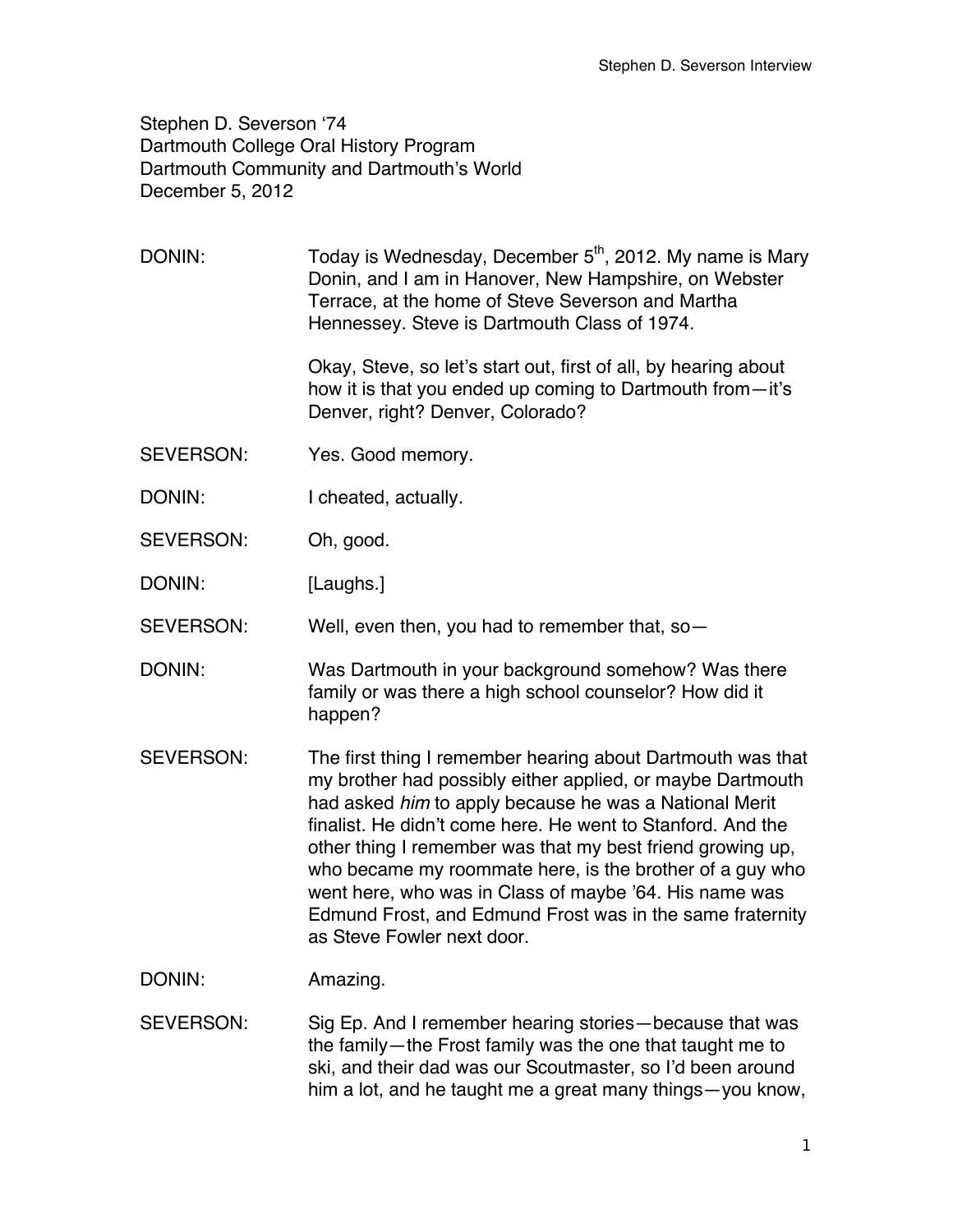Stephen D. Severson '74
Dartmouth College Oral History Program
Dartmouth Community and Dartmouth's World
December 5, 2012

DONIN: Today is Wednesday, December 5th, 2012. My name is Mary Donin, and I am in Hanover, New Hampshire, on Webster Terrace, at the home of Steve Severson and Martha Hennessey. Steve is Dartmouth Class of 1974.

Okay, Steve, so let's start out, first of all, by hearing about how it is that you ended up coming to Dartmouth from—it's Denver, right? Denver, Colorado?

SEVERSON: Yes. Good memory.

DONIN: I cheated, actually.

SEVERSON: Oh, good.

DONIN: [Laughs.]

SEVERSON: Well, even then, you had to remember that, so—

DONIN: Was Dartmouth in your background somehow? Was there family or was there a high school counselor? How did it happen?

SEVERSON: The first thing I remember hearing about Dartmouth was that my brother had possibly either applied, or maybe Dartmouth had asked *him* to apply because he was a National Merit finalist. He didn't come here. He went to Stanford. And the other thing I remember was that my best friend growing up, who became my roommate here, is the brother of a guy who went here, who was in Class of maybe '64. His name was Edmund Frost, and Edmund Frost was in the same fraternity as Steve Fowler next door.

DONIN: Amazing.

SEVERSON: Sig Ep. And I remember hearing stories—because that was the family—the Frost family was the one that taught me to ski, and their dad was our Scoutmaster, so I'd been around him a lot, and he taught me a great many things—you know,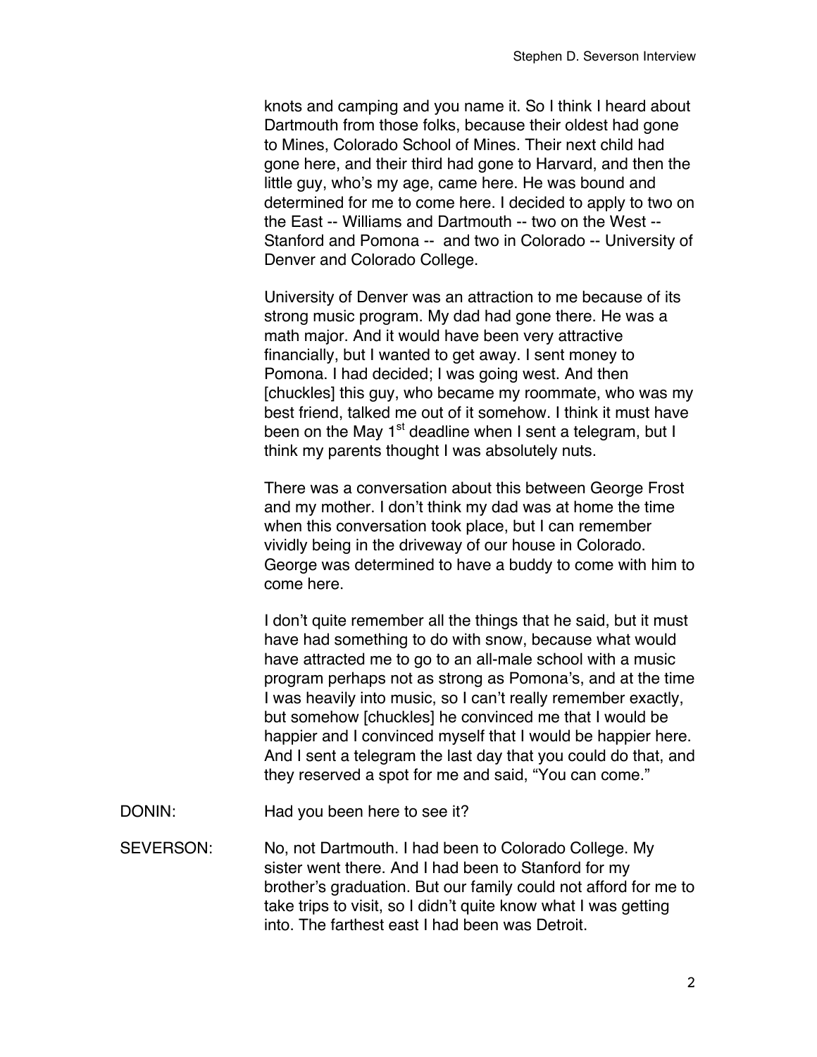knots and camping and you name it. So I think I heard about Dartmouth from those folks, because their oldest had gone to Mines, Colorado School of Mines. Their next child had gone here, and their third had gone to Harvard, and then the little guy, who's my age, came here. He was bound and determined for me to come here. I decided to apply to two on the East -- Williams and Dartmouth -- two on the West -- Stanford and Pomona -- and two in Colorado -- University of Denver and Colorado College.

University of Denver was an attraction to me because of its strong music program. My dad had gone there. He was a math major. And it would have been very attractive financially, but I wanted to get away. I sent money to Pomona. I had decided; I was going west. And then [chuckles] this guy, who became my roommate, who was my best friend, talked me out of it somehow. I think it must have been on the May 1st deadline when I sent a telegram, but I think my parents thought I was absolutely nuts.

There was a conversation about this between George Frost and my mother. I don't think my dad was at home the time when this conversation took place, but I can remember vividly being in the driveway of our house in Colorado. George was determined to have a buddy to come with him to come here.

I don't quite remember all the things that he said, but it must have had something to do with snow, because what would have attracted me to go to an all-male school with a music program perhaps not as strong as Pomona's, and at the time I was heavily into music, so I can't really remember exactly, but somehow [chuckles] he convinced me that I would be happier and I convinced myself that I would be happier here. And I sent a telegram the last day that you could do that, and they reserved a spot for me and said, "You can come."

DONIN: Had you been here to see it?

SEVERSON: No, not Dartmouth. I had been to Colorado College. My sister went there. And I had been to Stanford for my brother's graduation. But our family could not afford for me to take trips to visit, so I didn't quite know what I was getting into. The farthest east I had been was Detroit.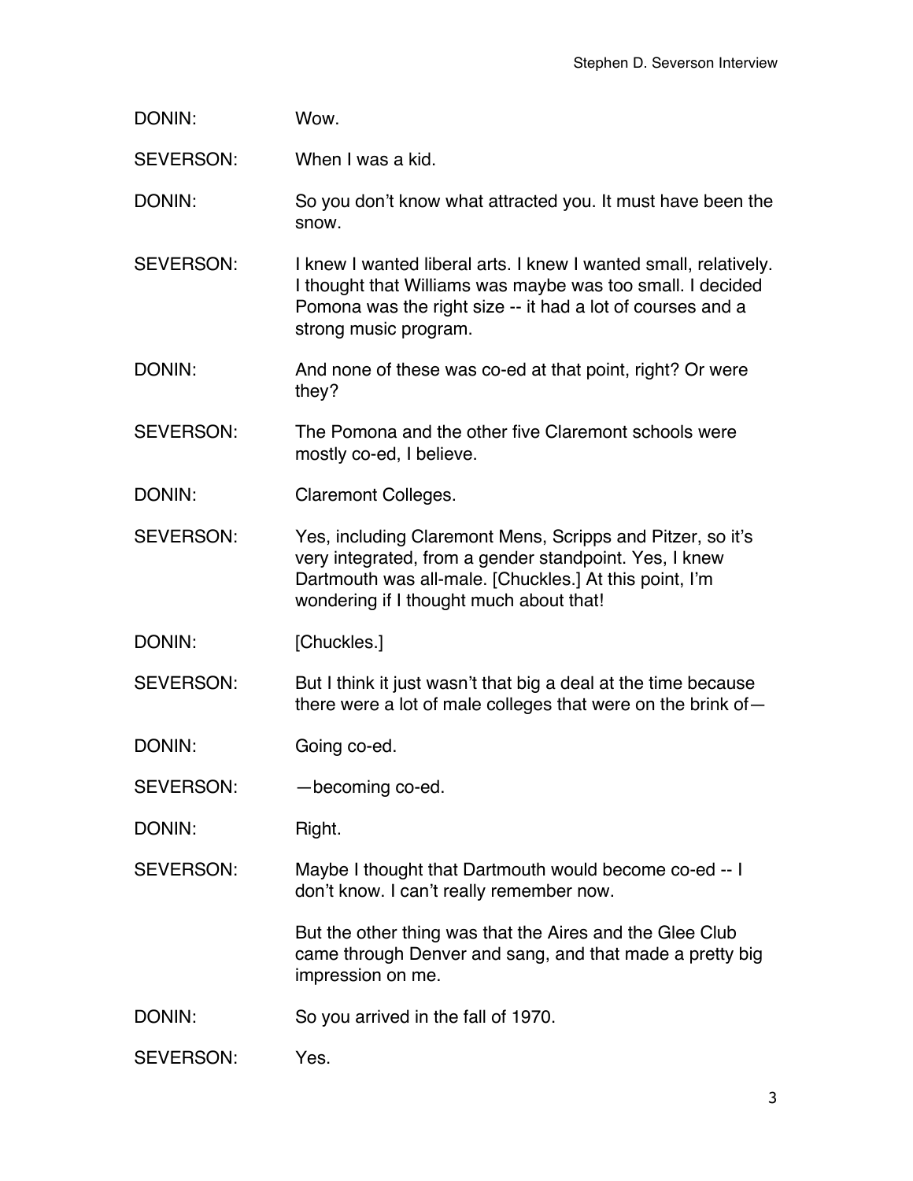DONIN: Wow.

SEVERSON: When I was a kid.

DONIN: So you don't know what attracted you. It must have been the snow.

SEVERSON: I knew I wanted liberal arts. I knew I wanted small, relatively. I thought that Williams was maybe was too small. I decided Pomona was the right size -- it had a lot of courses and a strong music program.

DONIN: And none of these was co-ed at that point, right? Or were they?

SEVERSON: The Pomona and the other five Claremont schools were mostly co-ed, I believe.

DONIN: Claremont Colleges.

SEVERSON: Yes, including Claremont Mens, Scripps and Pitzer, so it's very integrated, from a gender standpoint. Yes, I knew Dartmouth was all-male. [Chuckles.] At this point, I'm wondering if I thought much about that!

DONIN: [Chuckles.]

SEVERSON: But I think it just wasn't that big a deal at the time because there were a lot of male colleges that were on the brink of—

DONIN: Going co-ed.

SEVERSON: —becoming co-ed.

DONIN: Right.

SEVERSON: Maybe I thought that Dartmouth would become co-ed -- I don't know. I can't really remember now.

But the other thing was that the Aires and the Glee Club came through Denver and sang, and that made a pretty big impression on me.

DONIN: So you arrived in the fall of 1970.

SEVERSON: Yes.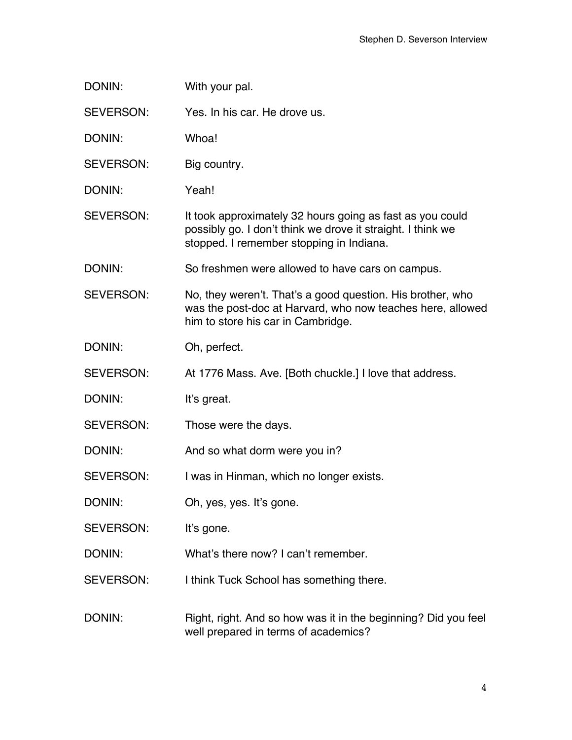DONIN: With your pal.

SEVERSON: Yes. In his car. He drove us.

DONIN: Whoa!

SEVERSON: Big country.

DONIN: Yeah!

SEVERSON: It took approximately 32 hours going as fast as you could possibly go. I don't think we drove it straight. I think we stopped. I remember stopping in Indiana.

DONIN: So freshmen were allowed to have cars on campus.

SEVERSON: No, they weren't. That's a good question. His brother, who was the post-doc at Harvard, who now teaches here, allowed him to store his car in Cambridge.

DONIN: Oh, perfect.

SEVERSON: At 1776 Mass. Ave. [Both chuckle.] I love that address.

DONIN: It's great.

SEVERSON: Those were the days.

DONIN: And so what dorm were you in?

SEVERSON: I was in Hinman, which no longer exists.

DONIN: Oh, yes, yes. It's gone.

SEVERSON: It's gone.

DONIN: What's there now? I can't remember.

SEVERSON: I think Tuck School has something there.

DONIN: Right, right. And so how was it in the beginning? Did you feel well prepared in terms of academics?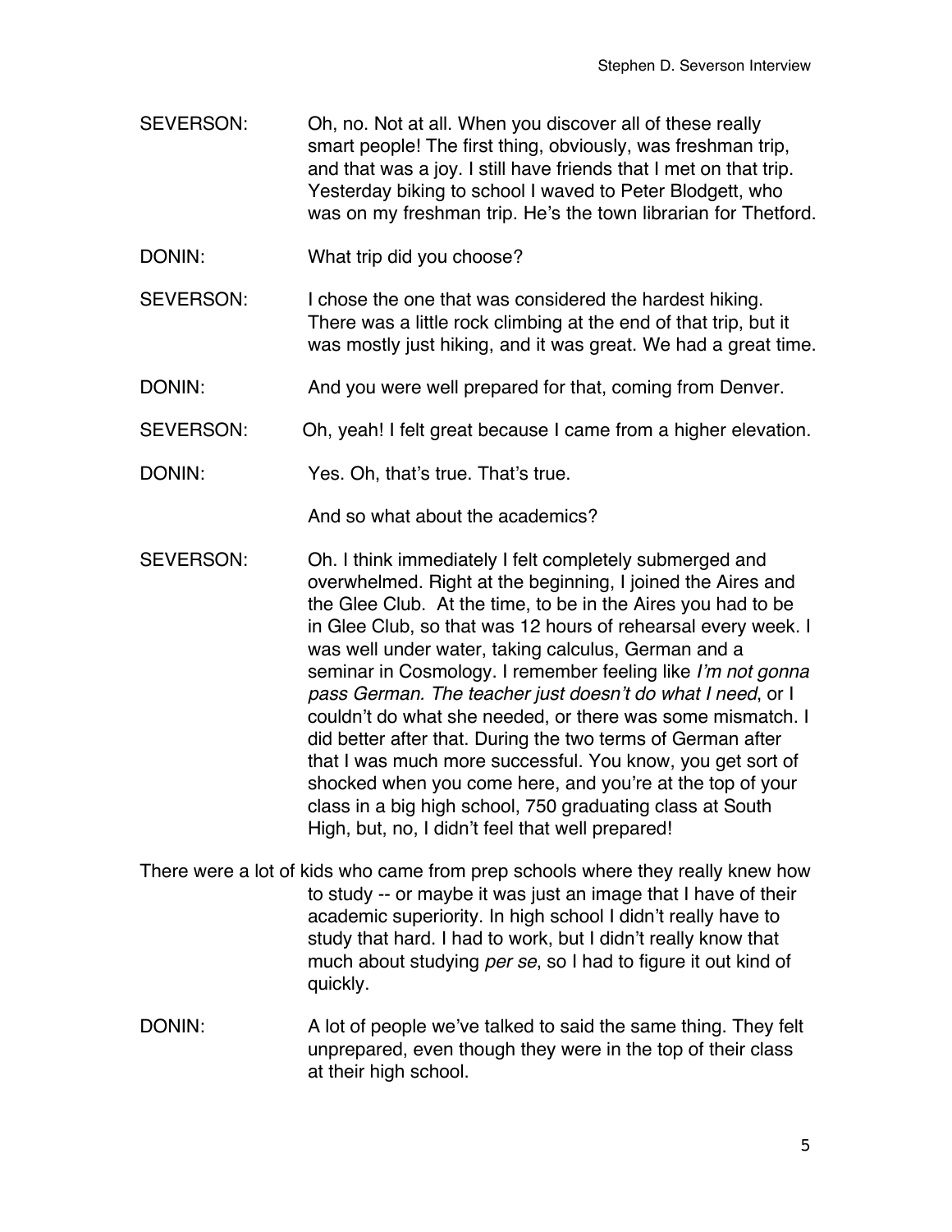SEVERSON: Oh, no. Not at all. When you discover all of these really smart people! The first thing, obviously, was freshman trip, and that was a joy. I still have friends that I met on that trip. Yesterday biking to school I waved to Peter Blodgett, who was on my freshman trip. He's the town librarian for Thetford.

DONIN: What trip did you choose?

SEVERSON: I chose the one that was considered the hardest hiking. There was a little rock climbing at the end of that trip, but it was mostly just hiking, and it was great. We had a great time.

DONIN: And you were well prepared for that, coming from Denver.

SEVERSON: Oh, yeah! I felt great because I came from a higher elevation.

DONIN: Yes. Oh, that's true. That's true.

And so what about the academics?

SEVERSON: Oh. I think immediately I felt completely submerged and overwhelmed. Right at the beginning, I joined the Aires and the Glee Club. At the time, to be in the Aires you had to be in Glee Club, so that was 12 hours of rehearsal every week. I was well under water, taking calculus, German and a seminar in Cosmology. I remember feeling like *I'm not gonna pass German. The teacher just doesn't do what I need*, or I couldn't do what she needed, or there was some mismatch. I did better after that. During the two terms of German after that I was much more successful. You know, you get sort of shocked when you come here, and you're at the top of your class in a big high school, 750 graduating class at South High, but, no, I didn't feel that well prepared!

There were a lot of kids who came from prep schools where they really knew how to study -- or maybe it was just an image that I have of their academic superiority. In high school I didn't really have to study that hard. I had to work, but I didn't really know that much about studying *per se*, so I had to figure it out kind of quickly.

DONIN: A lot of people we've talked to said the same thing. They felt unprepared, even though they were in the top of their class at their high school.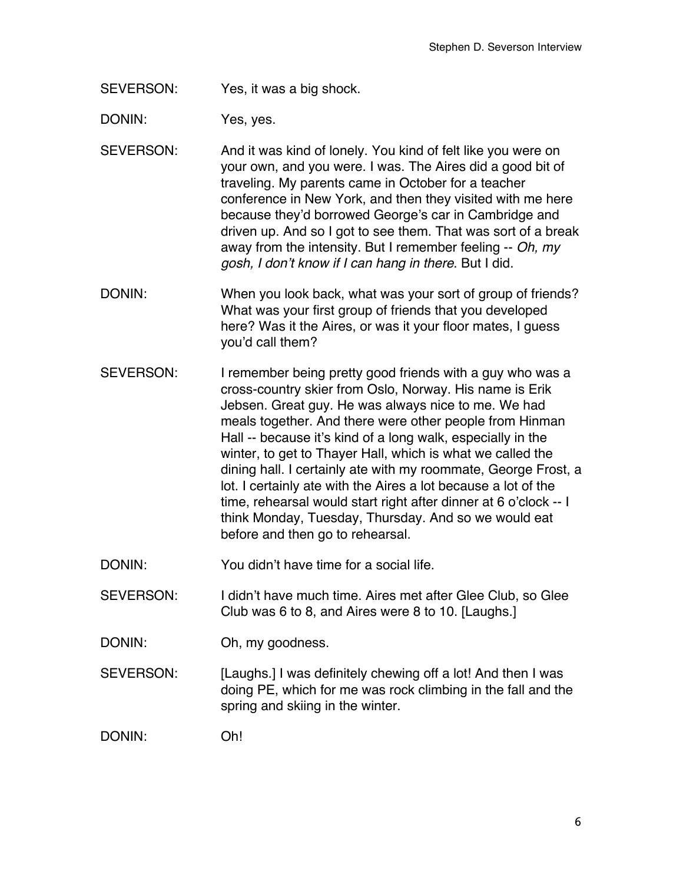SEVERSON: Yes, it was a big shock.

DONIN: Yes, yes.

SEVERSON: And it was kind of lonely. You kind of felt like you were on your own, and you were. I was. The Aires did a good bit of traveling. My parents came in October for a teacher conference in New York, and then they visited with me here because they'd borrowed George's car in Cambridge and driven up. And so I got to see them. That was sort of a break away from the intensity. But I remember feeling -- *Oh, my gosh, I don't know if I can hang in there*. But I did.

DONIN: When you look back, what was your sort of group of friends? What was your first group of friends that you developed here? Was it the Aires, or was it your floor mates, I guess you'd call them?

SEVERSON: I remember being pretty good friends with a guy who was a cross-country skier from Oslo, Norway. His name is Erik Jebsen. Great guy. He was always nice to me. We had meals together. And there were other people from Hinman Hall -- because it's kind of a long walk, especially in the winter, to get to Thayer Hall, which is what we called the dining hall. I certainly ate with my roommate, George Frost, a lot. I certainly ate with the Aires a lot because a lot of the time, rehearsal would start right after dinner at 6 o'clock -- I think Monday, Tuesday, Thursday. And so we would eat before and then go to rehearsal.

DONIN: You didn't have time for a social life.

SEVERSON: I didn't have much time. Aires met after Glee Club, so Glee Club was 6 to 8, and Aires were 8 to 10. [Laughs.]

DONIN: Oh, my goodness.

SEVERSON: [Laughs.] I was definitely chewing off a lot! And then I was doing PE, which for me was rock climbing in the fall and the spring and skiing in the winter.

DONIN: Oh!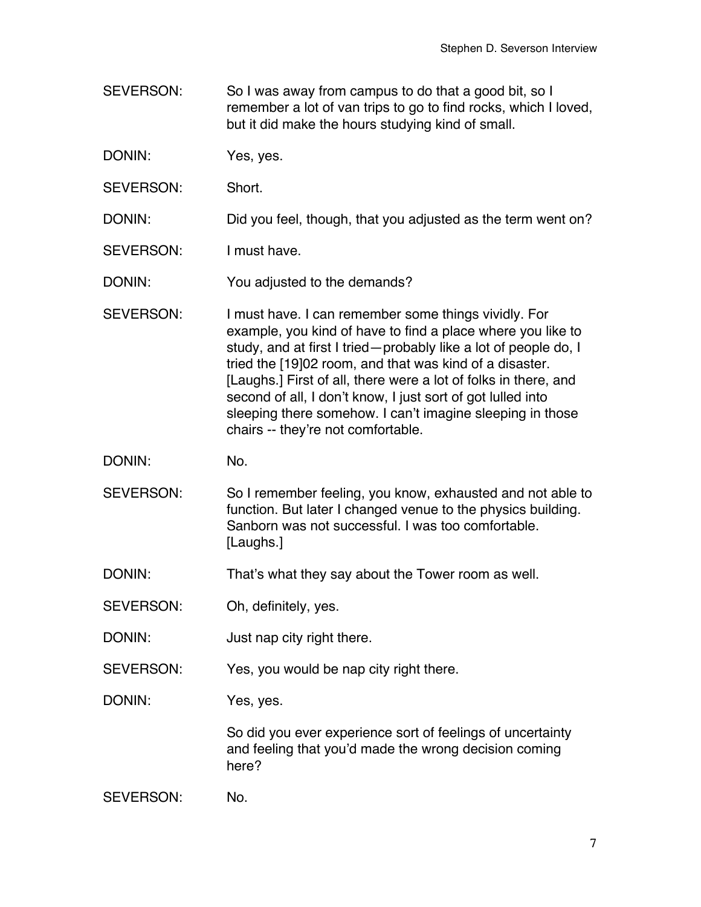SEVERSON: So I was away from campus to do that a good bit, so I remember a lot of van trips to go to find rocks, which I loved, but it did make the hours studying kind of small.

DONIN: Yes, yes.

SEVERSON: Short.

DONIN: Did you feel, though, that you adjusted as the term went on?

SEVERSON: I must have.

DONIN: You adjusted to the demands?

SEVERSON: I must have. I can remember some things vividly. For example, you kind of have to find a place where you like to study, and at first I tried—probably like a lot of people do, I tried the [19]02 room, and that was kind of a disaster. [Laughs.] First of all, there were a lot of folks in there, and second of all, I don't know, I just sort of got lulled into sleeping there somehow. I can't imagine sleeping in those chairs -- they're not comfortable.

DONIN: No.

SEVERSON: So I remember feeling, you know, exhausted and not able to function. But later I changed venue to the physics building. Sanborn was not successful. I was too comfortable. [Laughs.]

DONIN: That's what they say about the Tower room as well.

SEVERSON: Oh, definitely, yes.

DONIN: Just nap city right there.

SEVERSON: Yes, you would be nap city right there.

DONIN: Yes, yes.

So did you ever experience sort of feelings of uncertainty and feeling that you'd made the wrong decision coming here?

SEVERSON: No.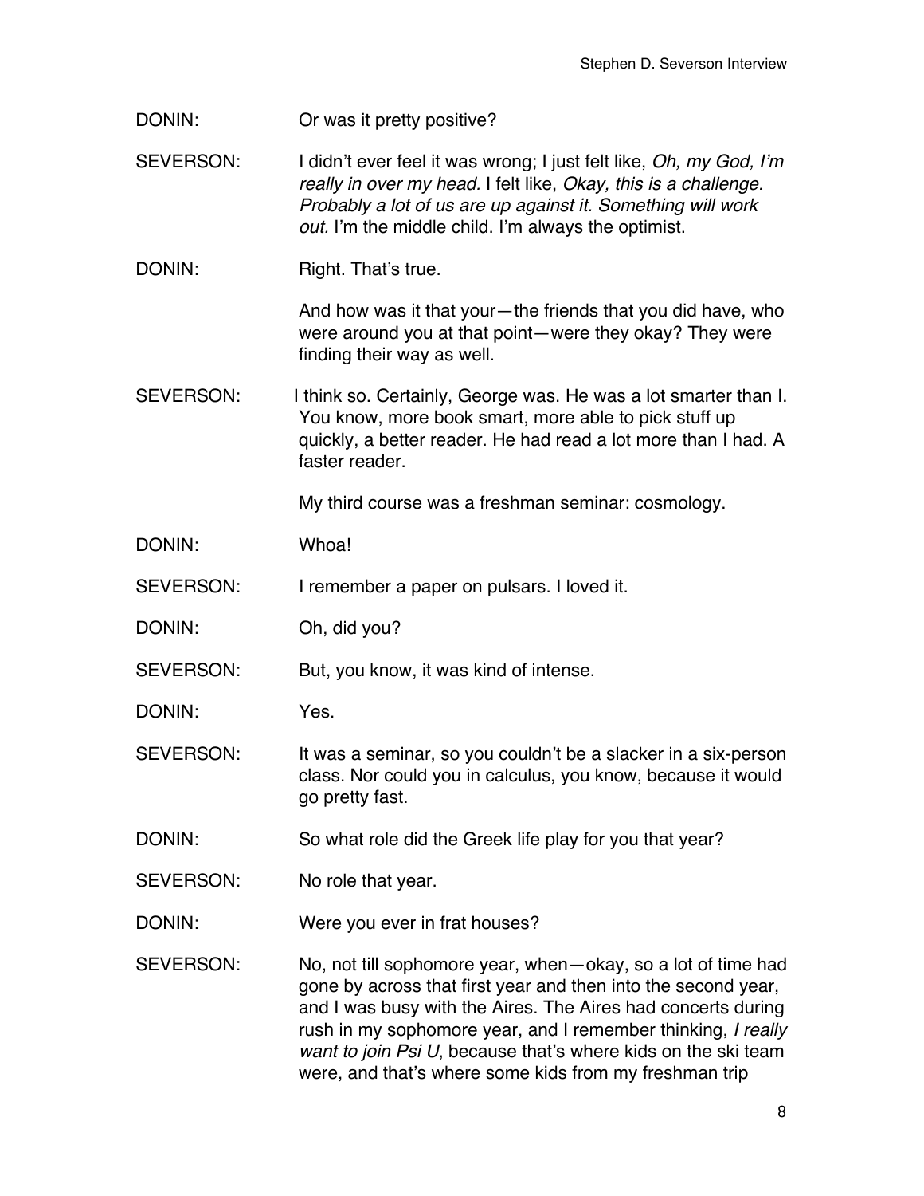DONIN: Or was it pretty positive?

SEVERSON: I didn't ever feel it was wrong; I just felt like, *Oh, my God, I'm really in over my head.* I felt like, *Okay, this is a challenge. Probably a lot of us are up against it. Something will work out.* I'm the middle child. I'm always the optimist.

DONIN: Right. That's true.

And how was it that your—the friends that you did have, who were around you at that point—were they okay? They were finding their way as well.

SEVERSON: I think so. Certainly, George was. He was a lot smarter than I. You know, more book smart, more able to pick stuff up quickly, a better reader. He had read a lot more than I had. A faster reader.

My third course was a freshman seminar: cosmology.

DONIN: Whoa!

SEVERSON: I remember a paper on pulsars. I loved it.

DONIN: Oh, did you?

SEVERSON: But, you know, it was kind of intense.

DONIN: Yes.

SEVERSON: It was a seminar, so you couldn't be a slacker in a six-person class. Nor could you in calculus, you know, because it would go pretty fast.

DONIN: So what role did the Greek life play for you that year?

SEVERSON: No role that year.

DONIN: Were you ever in frat houses?

SEVERSON: No, not till sophomore year, when—okay, so a lot of time had gone by across that first year and then into the second year, and I was busy with the Aires. The Aires had concerts during rush in my sophomore year, and I remember thinking, *I really want to join Psi U*, because that's where kids on the ski team were, and that's where some kids from my freshman trip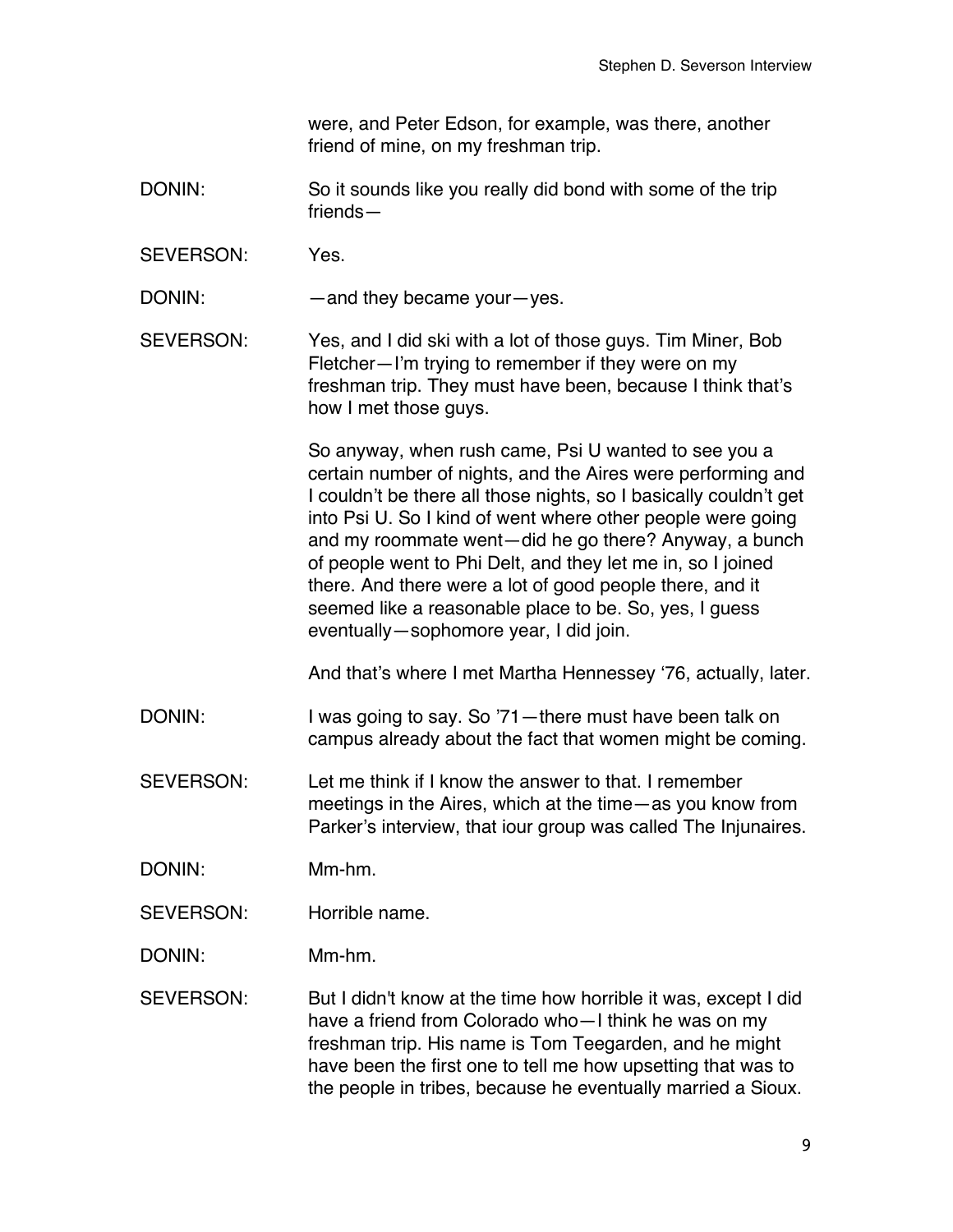were, and Peter Edson, for example, was there, another friend of mine, on my freshman trip.

DONIN: So it sounds like you really did bond with some of the trip friends—

SEVERSON: Yes.

DONIN: —and they became your—yes.

SEVERSON: Yes, and I did ski with a lot of those guys. Tim Miner, Bob Fletcher—I'm trying to remember if they were on my freshman trip. They must have been, because I think that's how I met those guys.

So anyway, when rush came, Psi U wanted to see you a certain number of nights, and the Aires were performing and I couldn't be there all those nights, so I basically couldn't get into Psi U. So I kind of went where other people were going and my roommate went—did he go there? Anyway, a bunch of people went to Phi Delt, and they let me in, so I joined there. And there were a lot of good people there, and it seemed like a reasonable place to be. So, yes, I guess eventually—sophomore year, I did join.

And that's where I met Martha Hennessey '76, actually, later.

DONIN: I was going to say. So '71—there must have been talk on campus already about the fact that women might be coming.

SEVERSON: Let me think if I know the answer to that. I remember meetings in the Aires, which at the time—as you know from Parker's interview, that iour group was called The Injunaires.

DONIN: Mm-hm.

SEVERSON: Horrible name.

DONIN: Mm-hm.

SEVERSON: But I didn't know at the time how horrible it was, except I did have a friend from Colorado who—I think he was on my freshman trip. His name is Tom Teegarden, and he might have been the first one to tell me how upsetting that was to the people in tribes, because he eventually married a Sioux.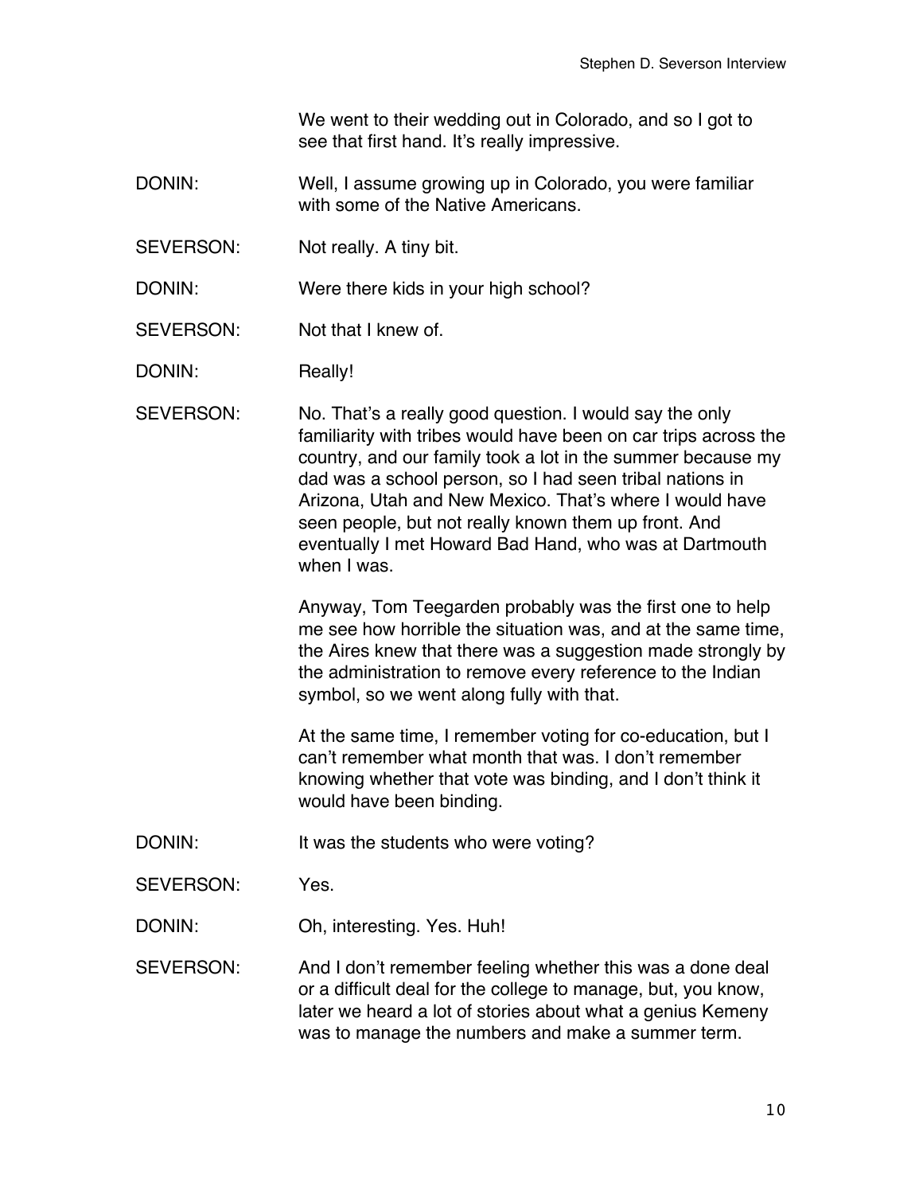We went to their wedding out in Colorado, and so I got to see that first hand. It's really impressive.

DONIN: Well, I assume growing up in Colorado, you were familiar with some of the Native Americans.

SEVERSON: Not really. A tiny bit.

DONIN: Were there kids in your high school?

SEVERSON: Not that I knew of.

DONIN: Really!

SEVERSON: No. That's a really good question. I would say the only familiarity with tribes would have been on car trips across the country, and our family took a lot in the summer because my dad was a school person, so I had seen tribal nations in Arizona, Utah and New Mexico. That's where I would have seen people, but not really known them up front. And eventually I met Howard Bad Hand, who was at Dartmouth when I was.

Anyway, Tom Teegarden probably was the first one to help me see how horrible the situation was, and at the same time, the Aires knew that there was a suggestion made strongly by the administration to remove every reference to the Indian symbol, so we went along fully with that.

At the same time, I remember voting for co-education, but I can't remember what month that was. I don't remember knowing whether that vote was binding, and I don't think it would have been binding.

DONIN: It was the students who were voting?

SEVERSON: Yes.

DONIN: Oh, interesting. Yes. Huh!

SEVERSON: And I don't remember feeling whether this was a done deal or a difficult deal for the college to manage, but, you know, later we heard a lot of stories about what a genius Kemeny was to manage the numbers and make a summer term.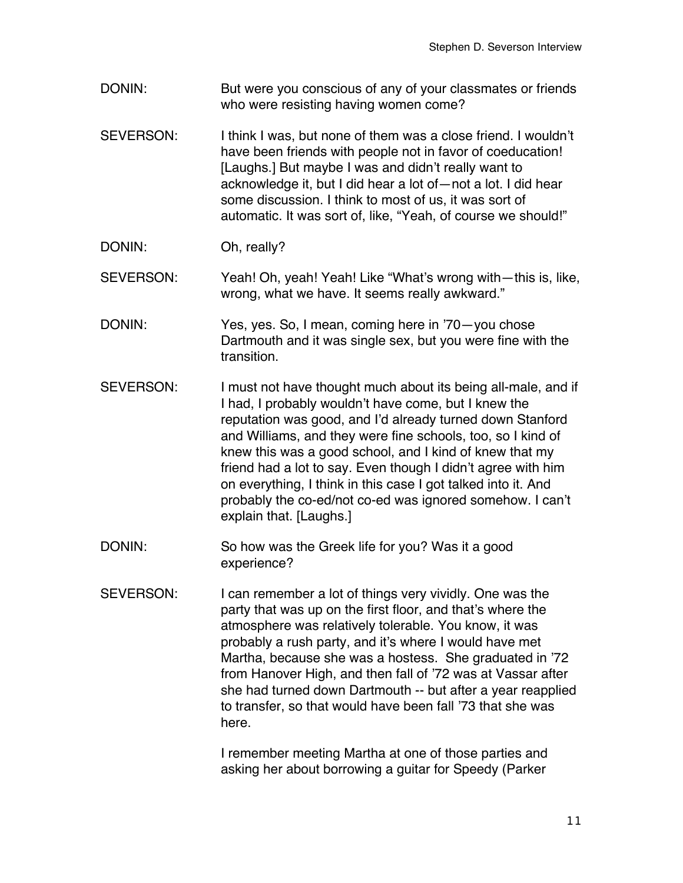DONIN: But were you conscious of any of your classmates or friends who were resisting having women come?

SEVERSON: I think I was, but none of them was a close friend. I wouldn't have been friends with people not in favor of coeducation! [Laughs.] But maybe I was and didn't really want to acknowledge it, but I did hear a lot of—not a lot. I did hear some discussion. I think to most of us, it was sort of automatic. It was sort of, like, "Yeah, of course we should!"

DONIN: Oh, really?

SEVERSON: Yeah! Oh, yeah! Yeah! Like "What's wrong with—this is, like, wrong, what we have. It seems really awkward."

DONIN: Yes, yes. So, I mean, coming here in '70—you chose Dartmouth and it was single sex, but you were fine with the transition.

SEVERSON: I must not have thought much about its being all-male, and if I had, I probably wouldn't have come, but I knew the reputation was good, and I'd already turned down Stanford and Williams, and they were fine schools, too, so I kind of knew this was a good school, and I kind of knew that my friend had a lot to say. Even though I didn't agree with him on everything, I think in this case I got talked into it. And probably the co-ed/not co-ed was ignored somehow. I can't explain that. [Laughs.]

DONIN: So how was the Greek life for you? Was it a good experience?

SEVERSON: I can remember a lot of things very vividly. One was the party that was up on the first floor, and that's where the atmosphere was relatively tolerable. You know, it was probably a rush party, and it's where I would have met Martha, because she was a hostess. She graduated in '72 from Hanover High, and then fall of '72 was at Vassar after she had turned down Dartmouth -- but after a year reapplied to transfer, so that would have been fall '73 that she was here.

I remember meeting Martha at one of those parties and asking her about borrowing a guitar for Speedy (Parker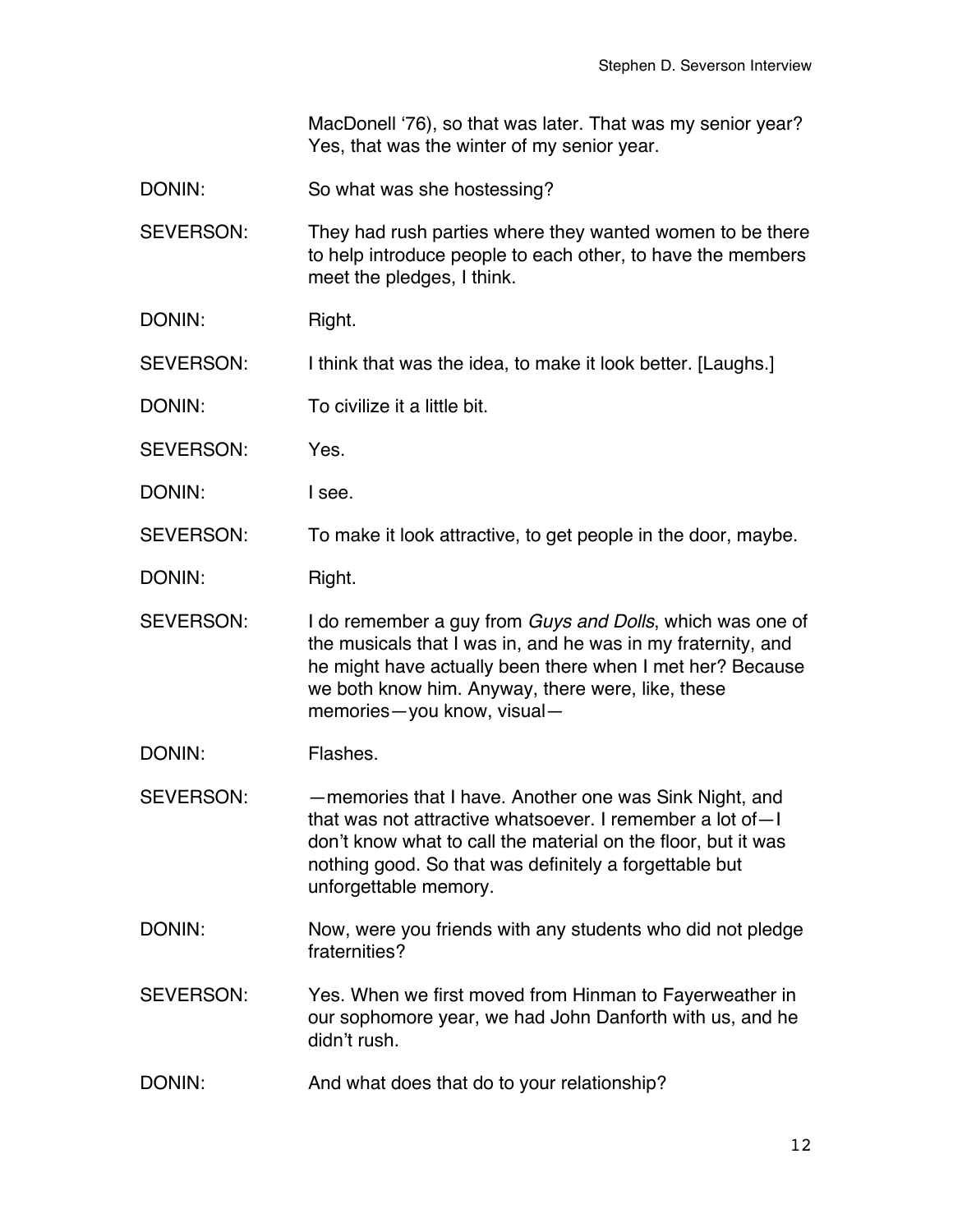MacDonell '76), so that was later. That was my senior year? Yes, that was the winter of my senior year.

DONIN: So what was she hostessing?

SEVERSON: They had rush parties where they wanted women to be there to help introduce people to each other, to have the members meet the pledges, I think.

DONIN: Right.

SEVERSON: I think that was the idea, to make it look better. [Laughs.]

DONIN: To civilize it a little bit.

SEVERSON: Yes.

DONIN: I see.

SEVERSON: To make it look attractive, to get people in the door, maybe.

DONIN: Right.

SEVERSON: I do remember a guy from *Guys and Dolls*, which was one of the musicals that I was in, and he was in my fraternity, and he might have actually been there when I met her? Because we both know him. Anyway, there were, like, these memories—you know, visual—

DONIN: Flashes.

SEVERSON: —memories that I have. Another one was Sink Night, and that was not attractive whatsoever. I remember a lot of—I don't know what to call the material on the floor, but it was nothing good. So that was definitely a forgettable but unforgettable memory.

DONIN: Now, were you friends with any students who did not pledge fraternities?

SEVERSON: Yes. When we first moved from Hinman to Fayerweather in our sophomore year, we had John Danforth with us, and he didn't rush.

DONIN: And what does that do to your relationship?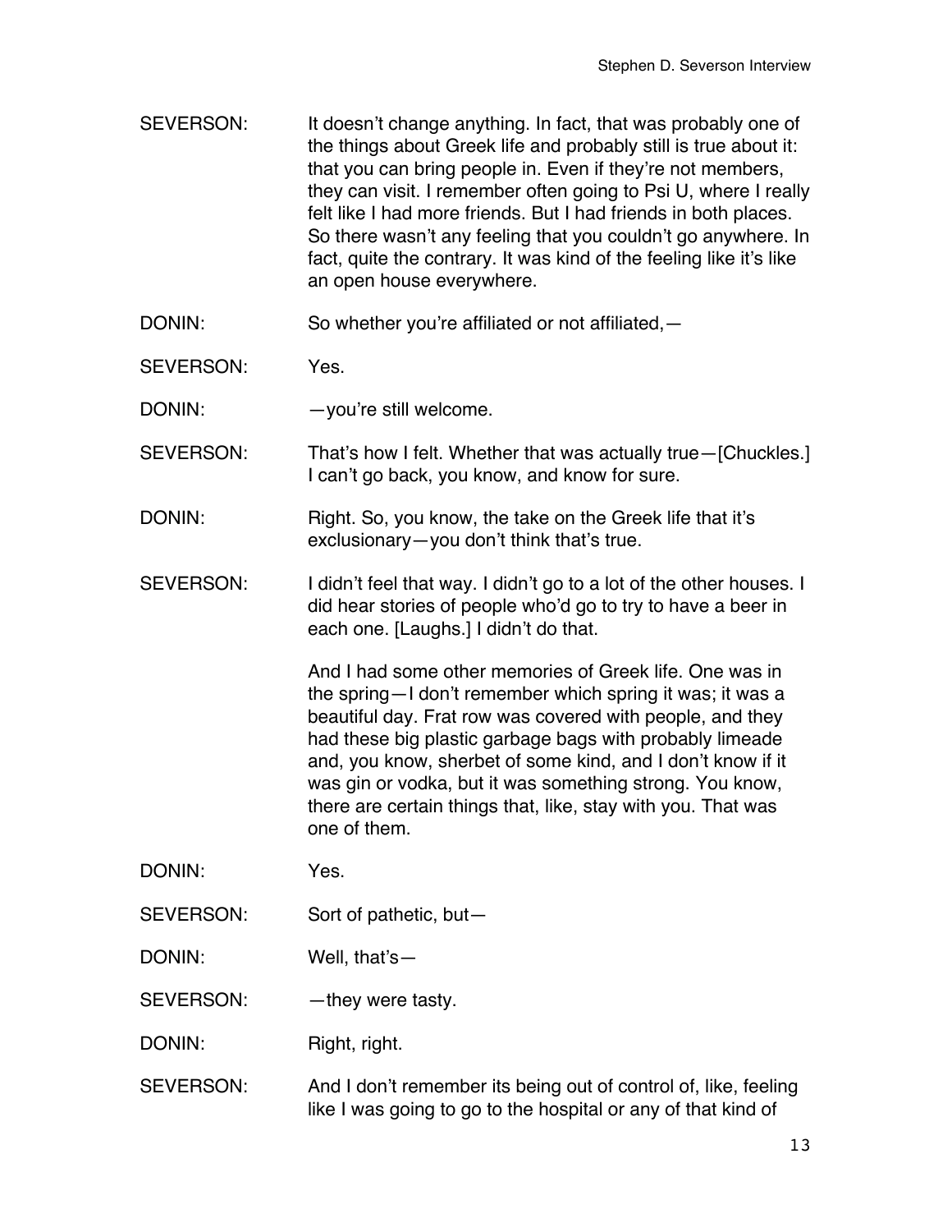SEVERSON: It doesn't change anything. In fact, that was probably one of the things about Greek life and probably still is true about it: that you can bring people in. Even if they're not members, they can visit. I remember often going to Psi U, where I really felt like I had more friends. But I had friends in both places. So there wasn't any feeling that you couldn't go anywhere. In fact, quite the contrary. It was kind of the feeling like it's like an open house everywhere.

DONIN: So whether you're affiliated or not affiliated,—

SEVERSON: Yes.

DONIN: —you're still welcome.

SEVERSON: That's how I felt. Whether that was actually true—[Chuckles.] I can't go back, you know, and know for sure.

DONIN: Right. So, you know, the take on the Greek life that it's exclusionary—you don't think that's true.

SEVERSON: I didn't feel that way. I didn't go to a lot of the other houses. I did hear stories of people who'd go to try to have a beer in each one. [Laughs.] I didn't do that.

And I had some other memories of Greek life. One was in the spring—I don't remember which spring it was; it was a beautiful day. Frat row was covered with people, and they had these big plastic garbage bags with probably limeade and, you know, sherbet of some kind, and I don't know if it was gin or vodka, but it was something strong. You know, there are certain things that, like, stay with you. That was one of them.

DONIN: Yes.

SEVERSON: Sort of pathetic, but—

DONIN: Well, that's—

SEVERSON: —they were tasty.

DONIN: Right, right.

SEVERSON: And I don't remember its being out of control of, like, feeling like I was going to go to the hospital or any of that kind of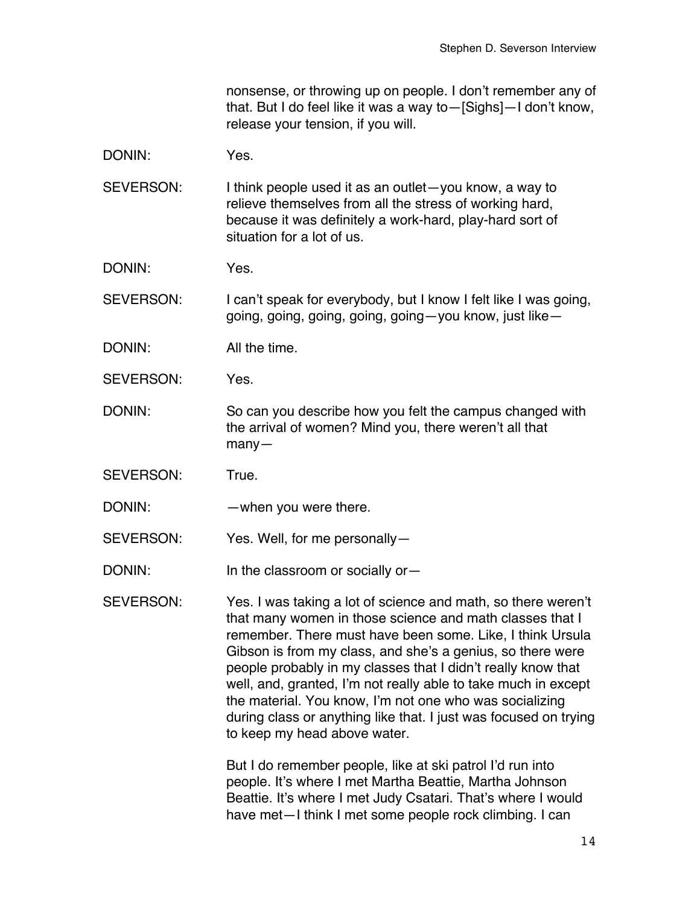nonsense, or throwing up on people. I don't remember any of that. But I do feel like it was a way to—[Sighs]—I don't know, release your tension, if you will.

DONIN: Yes.

SEVERSON: I think people used it as an outlet—you know, a way to relieve themselves from all the stress of working hard, because it was definitely a work-hard, play-hard sort of situation for a lot of us.

DONIN: Yes.

SEVERSON: I can't speak for everybody, but I know I felt like I was going, going, going, going, going, going—you know, just like—

DONIN: All the time.

SEVERSON: Yes.

DONIN: So can you describe how you felt the campus changed with the arrival of women? Mind you, there weren't all that many—

SEVERSON: True.

DONIN: —when you were there.

SEVERSON: Yes. Well, for me personally—

DONIN: In the classroom or socially or—

SEVERSON: Yes. I was taking a lot of science and math, so there weren't that many women in those science and math classes that I remember. There must have been some. Like, I think Ursula Gibson is from my class, and she's a genius, so there were people probably in my classes that I didn't really know that well, and, granted, I'm not really able to take much in except the material. You know, I'm not one who was socializing during class or anything like that. I just was focused on trying to keep my head above water.

But I do remember people, like at ski patrol I'd run into people. It's where I met Martha Beattie, Martha Johnson Beattie. It's where I met Judy Csatari. That's where I would have met—I think I met some people rock climbing. I can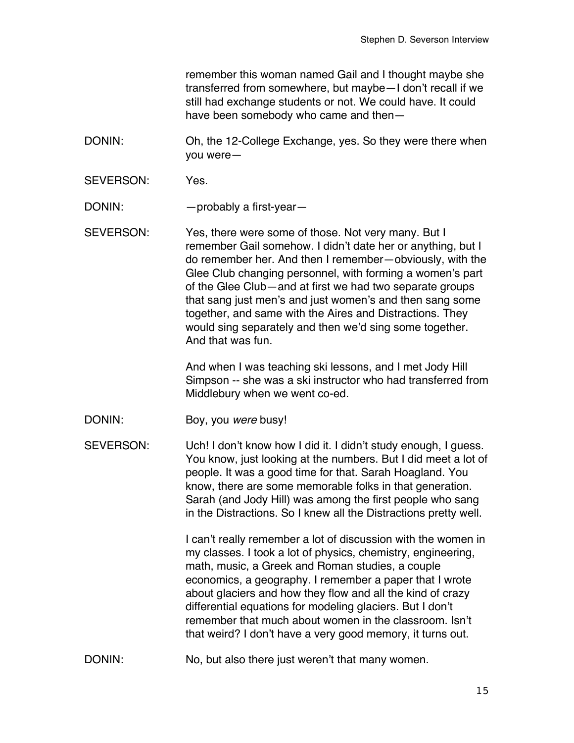remember this woman named Gail and I thought maybe she transferred from somewhere, but maybe—I don't recall if we still had exchange students or not. We could have. It could have been somebody who came and then—

DONIN: Oh, the 12-College Exchange, yes. So they were there when you were—

SEVERSON: Yes.

DONIN: —probably a first-year—

SEVERSON: Yes, there were some of those. Not very many. But I remember Gail somehow. I didn't date her or anything, but I do remember her. And then I remember—obviously, with the Glee Club changing personnel, with forming a women's part of the Glee Club—and at first we had two separate groups that sang just men's and just women's and then sang some together, and same with the Aires and Distractions. They would sing separately and then we'd sing some together. And that was fun.

And when I was teaching ski lessons, and I met Jody Hill Simpson -- she was a ski instructor who had transferred from Middlebury when we went co-ed.

DONIN: Boy, you *were* busy!

SEVERSON: Uch! I don't know how I did it. I didn't study enough, I guess. You know, just looking at the numbers. But I did meet a lot of people. It was a good time for that. Sarah Hoagland. You know, there are some memorable folks in that generation. Sarah (and Jody Hill) was among the first people who sang in the Distractions. So I knew all the Distractions pretty well.

I can't really remember a lot of discussion with the women in my classes. I took a lot of physics, chemistry, engineering, math, music, a Greek and Roman studies, a couple economics, a geography. I remember a paper that I wrote about glaciers and how they flow and all the kind of crazy differential equations for modeling glaciers. But I don't remember that much about women in the classroom. Isn't that weird? I don't have a very good memory, it turns out.

DONIN: No, but also there just weren't that many women.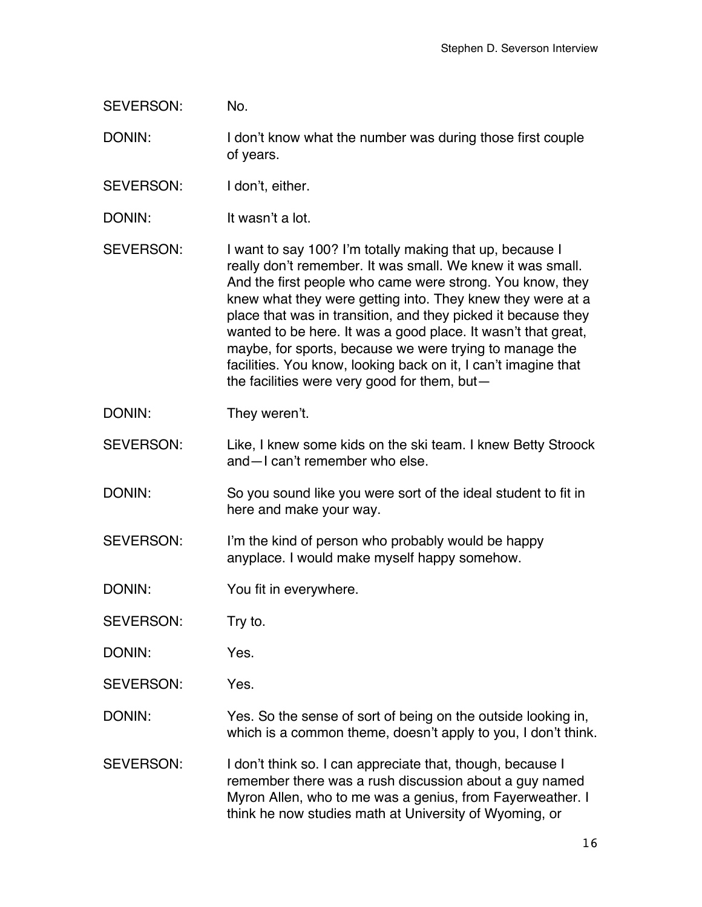SEVERSON: No.

DONIN: I don't know what the number was during those first couple of years.

SEVERSON: I don't, either.

DONIN: It wasn't a lot.

SEVERSON: I want to say 100? I'm totally making that up, because I really don't remember. It was small. We knew it was small. And the first people who came were strong. You know, they knew what they were getting into. They knew they were at a place that was in transition, and they picked it because they wanted to be here. It was a good place. It wasn't that great, maybe, for sports, because we were trying to manage the facilities. You know, looking back on it, I can't imagine that the facilities were very good for them, but—

DONIN: They weren't.

SEVERSON: Like, I knew some kids on the ski team. I knew Betty Stroock and—I can't remember who else.

DONIN: So you sound like you were sort of the ideal student to fit in here and make your way.

SEVERSON: I'm the kind of person who probably would be happy anyplace. I would make myself happy somehow.

DONIN: You fit in everywhere.

SEVERSON: Try to.

DONIN: Yes.

SEVERSON: Yes.

DONIN: Yes. So the sense of sort of being on the outside looking in, which is a common theme, doesn't apply to you, I don't think.

SEVERSON: I don't think so. I can appreciate that, though, because I remember there was a rush discussion about a guy named Myron Allen, who to me was a genius, from Fayerweather. I think he now studies math at University of Wyoming, or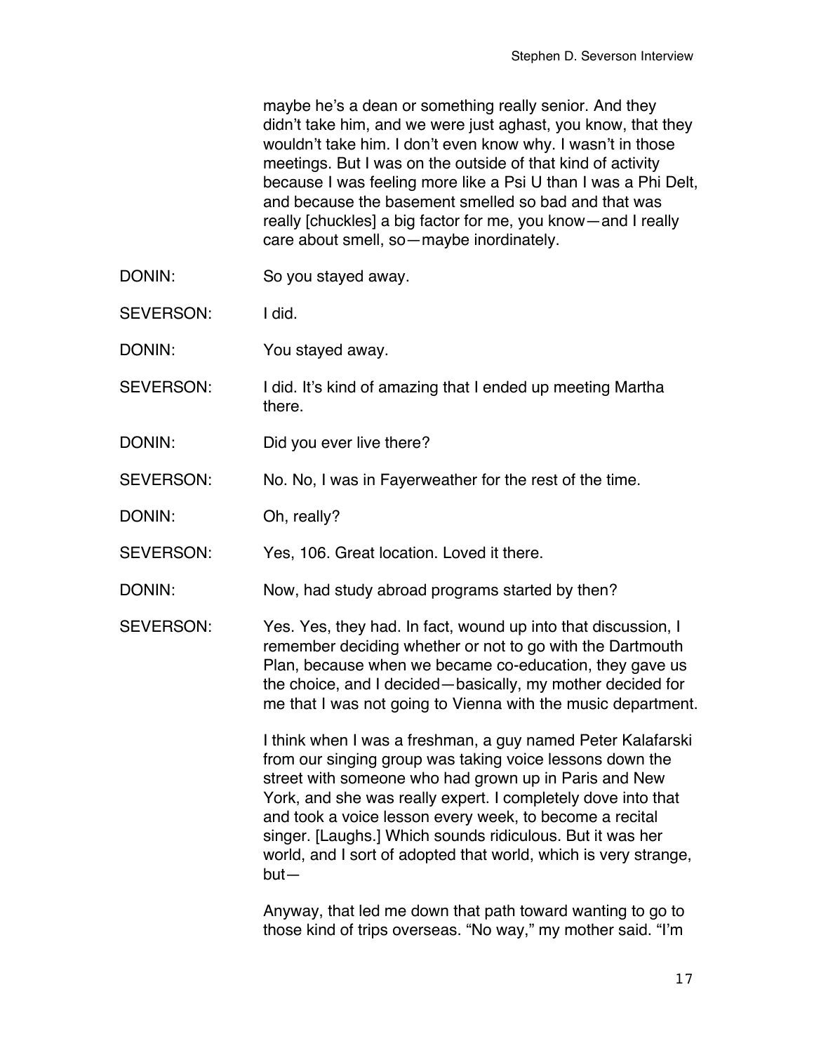maybe he's a dean or something really senior. And they didn't take him, and we were just aghast, you know, that they wouldn't take him. I don't even know why. I wasn't in those meetings. But I was on the outside of that kind of activity because I was feeling more like a Psi U than I was a Phi Delt, and because the basement smelled so bad and that was really [chuckles] a big factor for me, you know—and I really care about smell, so—maybe inordinately.

DONIN: So you stayed away.

SEVERSON: I did.

DONIN: You stayed away.

SEVERSON: I did. It's kind of amazing that I ended up meeting Martha there.

DONIN: Did you ever live there?

SEVERSON: No. No, I was in Fayerweather for the rest of the time.

DONIN: Oh, really?

SEVERSON: Yes, 106. Great location. Loved it there.

DONIN: Now, had study abroad programs started by then?

SEVERSON: Yes. Yes, they had. In fact, wound up into that discussion, I remember deciding whether or not to go with the Dartmouth Plan, because when we became co-education, they gave us the choice, and I decided—basically, my mother decided for me that I was not going to Vienna with the music department.

I think when I was a freshman, a guy named Peter Kalafarski from our singing group was taking voice lessons down the street with someone who had grown up in Paris and New York, and she was really expert. I completely dove into that and took a voice lesson every week, to become a recital singer. [Laughs.] Which sounds ridiculous. But it was her world, and I sort of adopted that world, which is very strange, but—

Anyway, that led me down that path toward wanting to go to those kind of trips overseas. "No way," my mother said. "I'm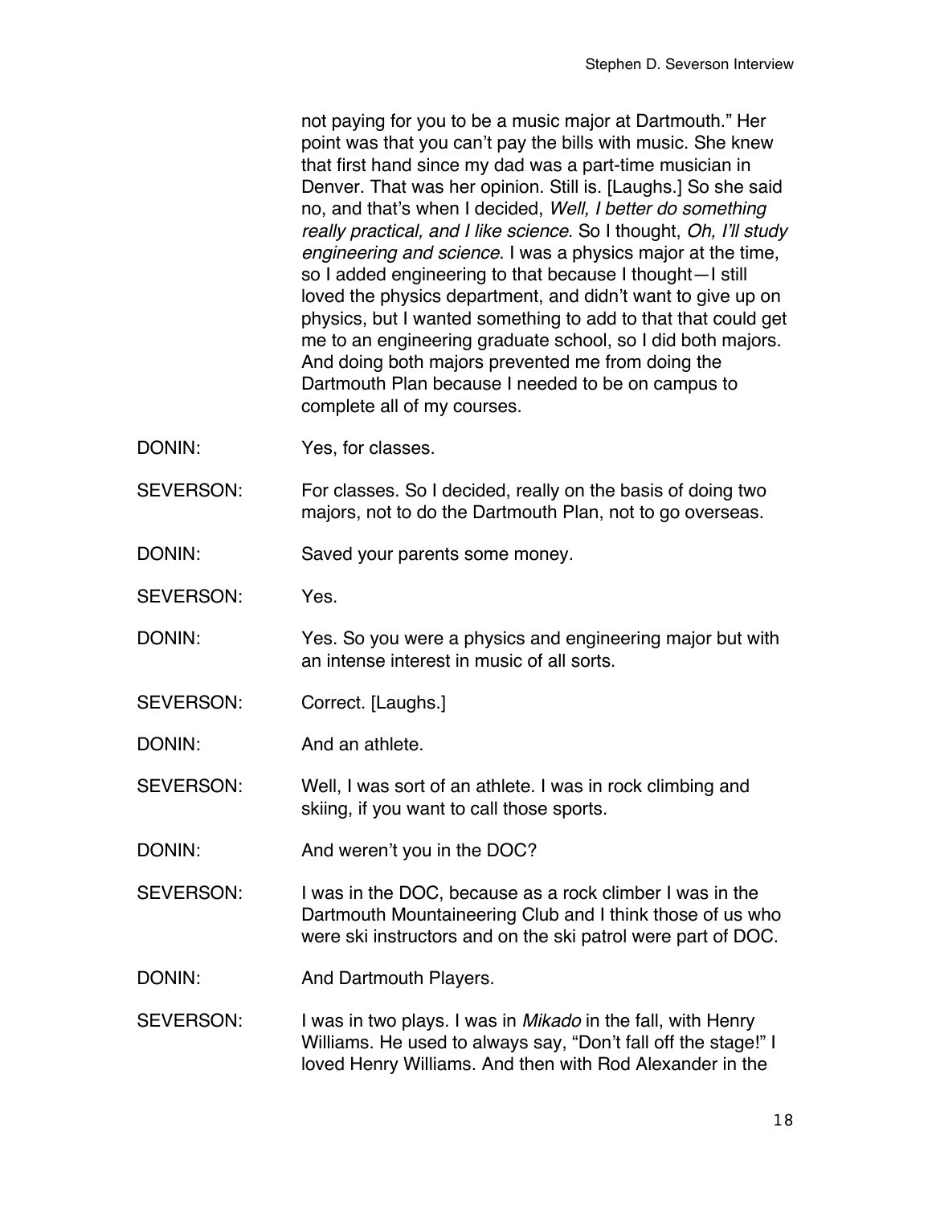not paying for you to be a music major at Dartmouth." Her point was that you can't pay the bills with music. She knew that first hand since my dad was a part-time musician in Denver. That was her opinion. Still is. [Laughs.] So she said no, and that's when I decided, *Well, I better do something really practical, and I like science*. So I thought, *Oh, I'll study engineering and science*. I was a physics major at the time, so I added engineering to that because I thought—I still loved the physics department, and didn't want to give up on physics, but I wanted something to add to that that could get me to an engineering graduate school, so I did both majors. And doing both majors prevented me from doing the Dartmouth Plan because I needed to be on campus to complete all of my courses.

DONIN: Yes, for classes.

SEVERSON: For classes. So I decided, really on the basis of doing two majors, not to do the Dartmouth Plan, not to go overseas.

DONIN: Saved your parents some money.

SEVERSON: Yes.

DONIN: Yes. So you were a physics and engineering major but with an intense interest in music of all sorts.

SEVERSON: Correct. [Laughs.]

DONIN: And an athlete.

SEVERSON: Well, I was sort of an athlete. I was in rock climbing and skiing, if you want to call those sports.

DONIN: And weren't you in the DOC?

SEVERSON: I was in the DOC, because as a rock climber I was in the Dartmouth Mountaineering Club and I think those of us who were ski instructors and on the ski patrol were part of DOC.

DONIN: And Dartmouth Players.

SEVERSON: I was in two plays. I was in *Mikado* in the fall, with Henry Williams. He used to always say, "Don't fall off the stage!" I loved Henry Williams. And then with Rod Alexander in the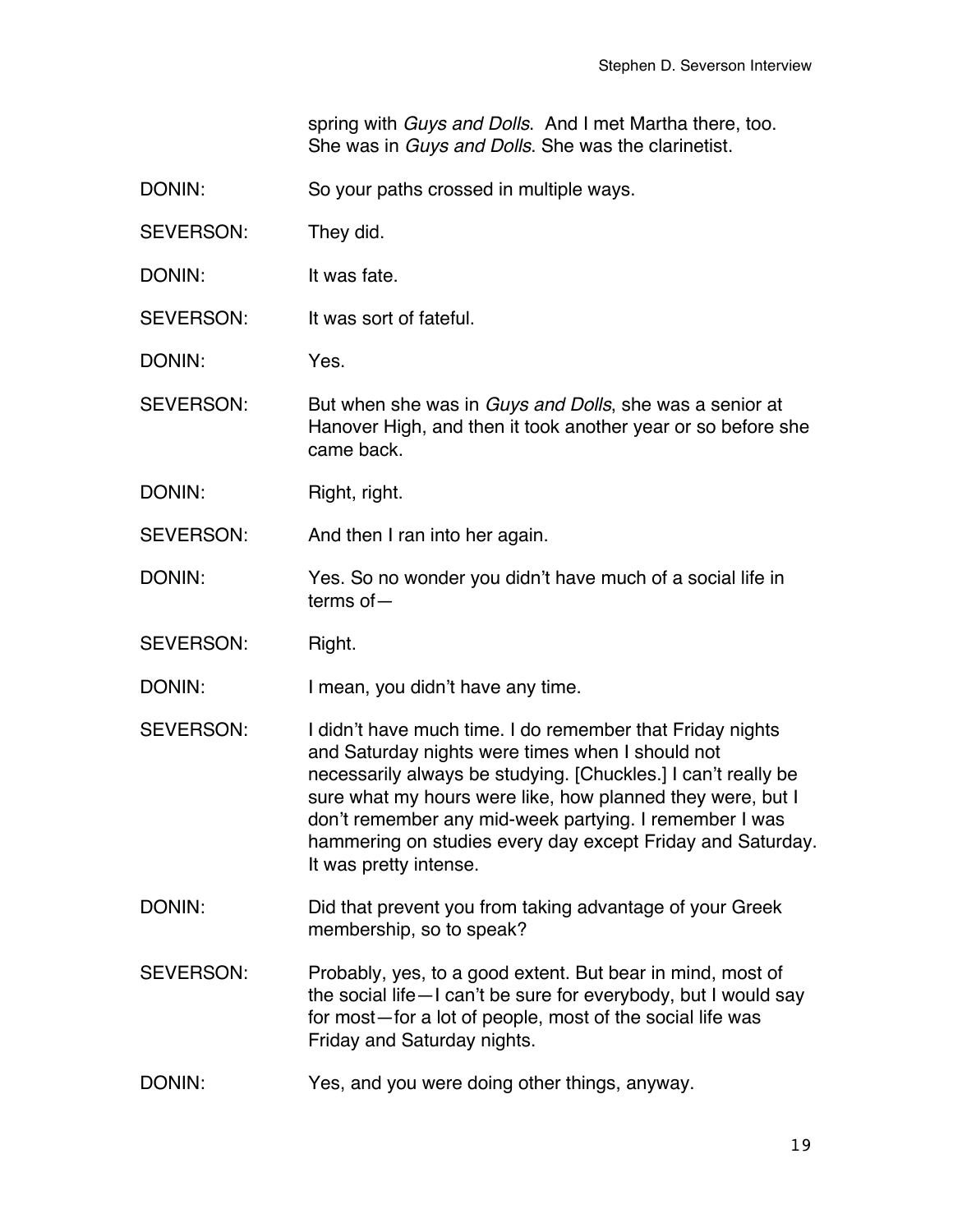spring with *Guys and Dolls*. And I met Martha there, too. She was in *Guys and Dolls*. She was the clarinetist.

DONIN: So your paths crossed in multiple ways.

SEVERSON: They did.

DONIN: It was fate.

SEVERSON: It was sort of fateful.

DONIN: Yes.

SEVERSON: But when she was in *Guys and Dolls*, she was a senior at Hanover High, and then it took another year or so before she came back.

DONIN: Right, right.

SEVERSON: And then I ran into her again.

DONIN: Yes. So no wonder you didn't have much of a social life in terms of—

SEVERSON: Right.

DONIN: I mean, you didn't have any time.

SEVERSON: I didn't have much time. I do remember that Friday nights and Saturday nights were times when I should not necessarily always be studying. [Chuckles.] I can't really be sure what my hours were like, how planned they were, but I don't remember any mid-week partying. I remember I was hammering on studies every day except Friday and Saturday. It was pretty intense.

DONIN: Did that prevent you from taking advantage of your Greek membership, so to speak?

SEVERSON: Probably, yes, to a good extent. But bear in mind, most of the social life—I can't be sure for everybody, but I would say for most—for a lot of people, most of the social life was Friday and Saturday nights.

DONIN: Yes, and you were doing other things, anyway.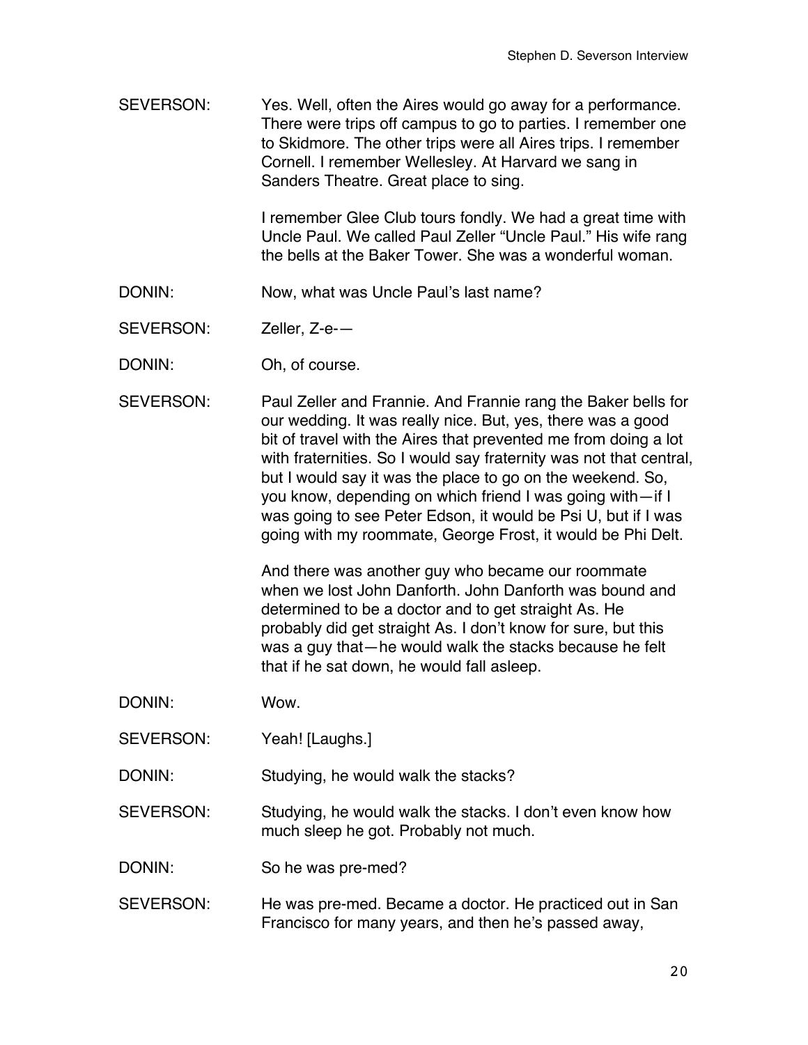SEVERSON: Yes. Well, often the Aires would go away for a performance. There were trips off campus to go to parties. I remember one to Skidmore. The other trips were all Aires trips. I remember Cornell. I remember Wellesley. At Harvard we sang in Sanders Theatre. Great place to sing.

I remember Glee Club tours fondly. We had a great time with Uncle Paul. We called Paul Zeller "Uncle Paul." His wife rang the bells at the Baker Tower. She was a wonderful woman.

DONIN: Now, what was Uncle Paul's last name?

SEVERSON: Zeller, Z-e-—

DONIN: Oh, of course.

SEVERSON: Paul Zeller and Frannie. And Frannie rang the Baker bells for our wedding. It was really nice. But, yes, there was a good bit of travel with the Aires that prevented me from doing a lot with fraternities. So I would say fraternity was not that central, but I would say it was the place to go on the weekend. So, you know, depending on which friend I was going with—if I was going to see Peter Edson, it would be Psi U, but if I was going with my roommate, George Frost, it would be Phi Delt.

And there was another guy who became our roommate when we lost John Danforth. John Danforth was bound and determined to be a doctor and to get straight As. He probably did get straight As. I don't know for sure, but this was a guy that—he would walk the stacks because he felt that if he sat down, he would fall asleep.

DONIN: Wow.

SEVERSON: Yeah! [Laughs.]

DONIN: Studying, he would walk the stacks?

SEVERSON: Studying, he would walk the stacks. I don't even know how much sleep he got. Probably not much.

DONIN: So he was pre-med?

SEVERSON: He was pre-med. Became a doctor. He practiced out in San Francisco for many years, and then he's passed away,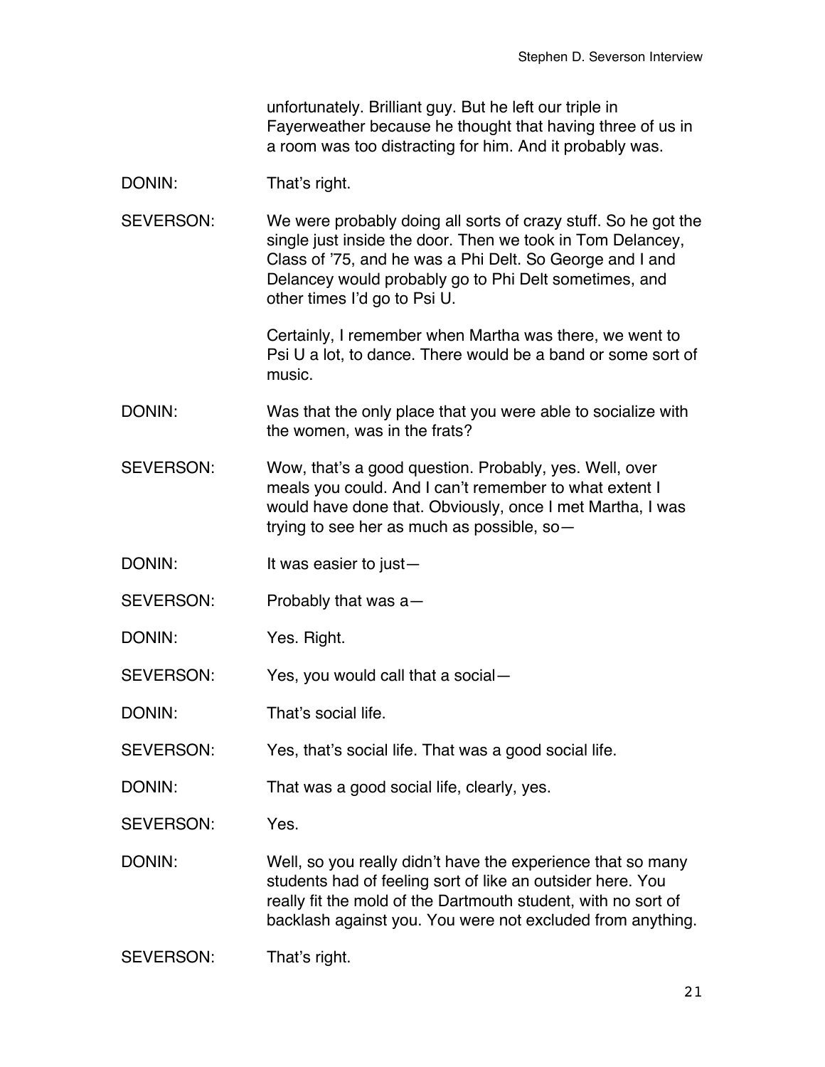unfortunately. Brilliant guy. But he left our triple in Fayerweather because he thought that having three of us in a room was too distracting for him. And it probably was.

DONIN: That's right.

SEVERSON: We were probably doing all sorts of crazy stuff. So he got the single just inside the door. Then we took in Tom Delancey, Class of '75, and he was a Phi Delt. So George and I and Delancey would probably go to Phi Delt sometimes, and other times I'd go to Psi U.

Certainly, I remember when Martha was there, we went to Psi U a lot, to dance. There would be a band or some sort of music.

DONIN: Was that the only place that you were able to socialize with the women, was in the frats?

SEVERSON: Wow, that's a good question. Probably, yes. Well, over meals you could. And I can't remember to what extent I would have done that. Obviously, once I met Martha, I was trying to see her as much as possible, so—

DONIN: It was easier to just—

SEVERSON: Probably that was a—

DONIN: Yes. Right.

SEVERSON: Yes, you would call that a social—

DONIN: That's social life.

SEVERSON: Yes, that's social life. That was a good social life.

DONIN: That was a good social life, clearly, yes.

SEVERSON: Yes.

DONIN: Well, so you really didn't have the experience that so many students had of feeling sort of like an outsider here. You really fit the mold of the Dartmouth student, with no sort of backlash against you. You were not excluded from anything.

SEVERSON: That's right.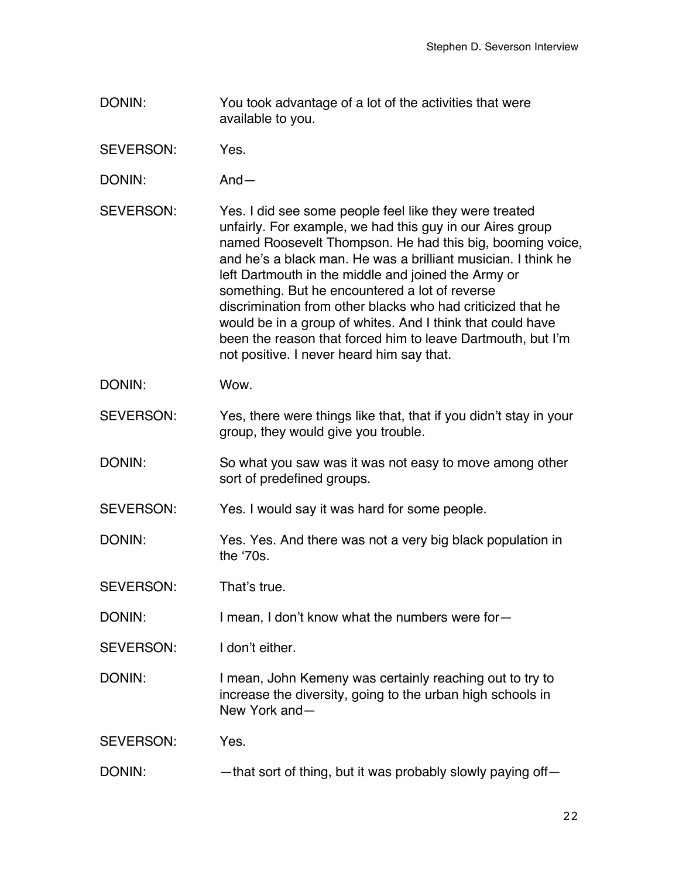DONIN: You took advantage of a lot of the activities that were available to you.

SEVERSON: Yes.

DONIN: And—

SEVERSON: Yes. I did see some people feel like they were treated unfairly. For example, we had this guy in our Aires group named Roosevelt Thompson. He had this big, booming voice, and he's a black man. He was a brilliant musician. I think he left Dartmouth in the middle and joined the Army or something. But he encountered a lot of reverse discrimination from other blacks who had criticized that he would be in a group of whites. And I think that could have been the reason that forced him to leave Dartmouth, but I'm not positive. I never heard him say that.

DONIN: Wow.

SEVERSON: Yes, there were things like that, that if you didn't stay in your group, they would give you trouble.

DONIN: So what you saw was it was not easy to move among other sort of predefined groups.

SEVERSON: Yes. I would say it was hard for some people.

DONIN: Yes. Yes. And there was not a very big black population in the '70s.

SEVERSON: That's true.

DONIN: I mean, I don't know what the numbers were for—

SEVERSON: I don't either.

DONIN: I mean, John Kemeny was certainly reaching out to try to increase the diversity, going to the urban high schools in New York and—

SEVERSON: Yes.

DONIN: —that sort of thing, but it was probably slowly paying off—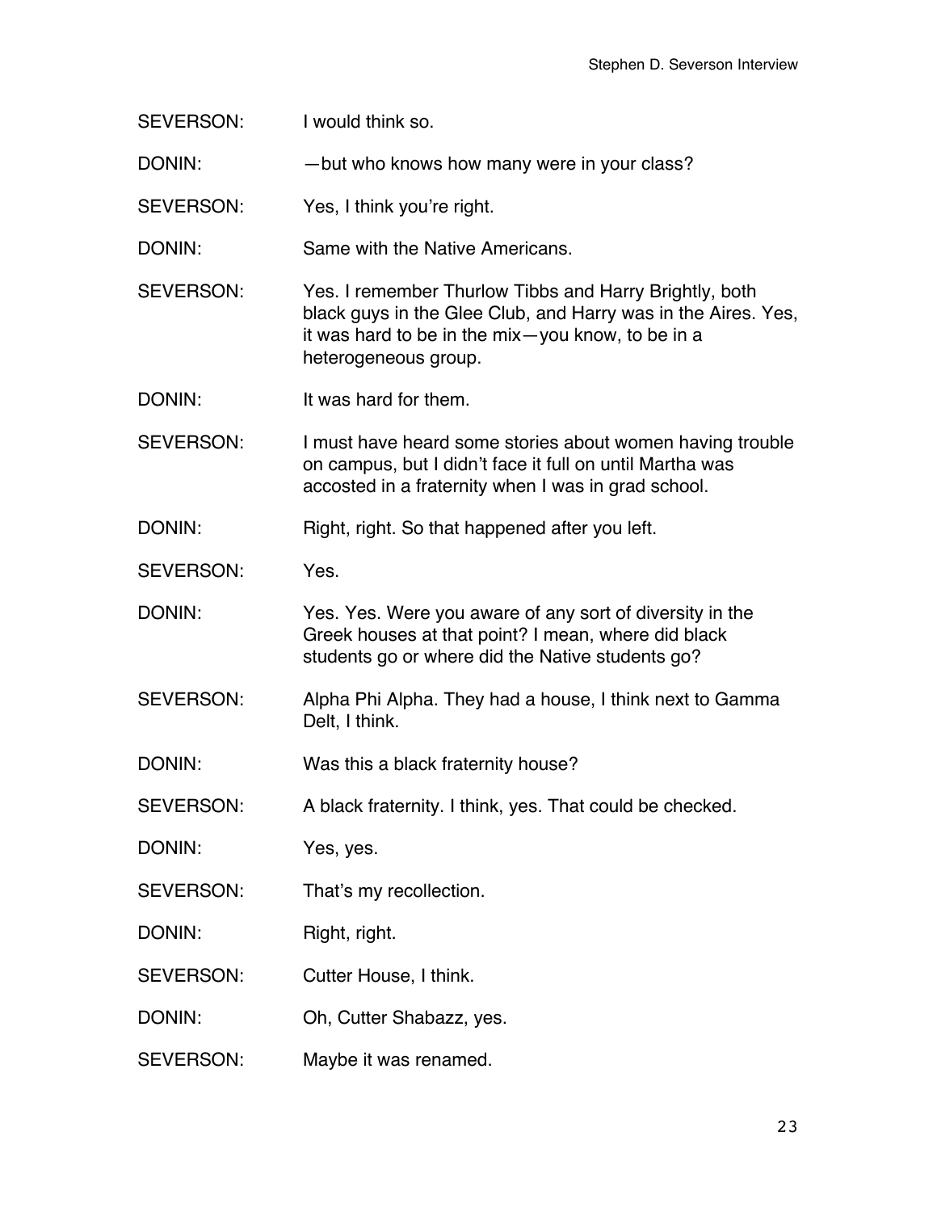SEVERSON: I would think so.

DONIN: —but who knows how many were in your class?

SEVERSON: Yes, I think you're right.

DONIN: Same with the Native Americans.

SEVERSON: Yes. I remember Thurlow Tibbs and Harry Brightly, both black guys in the Glee Club, and Harry was in the Aires. Yes, it was hard to be in the mix—you know, to be in a heterogeneous group.

DONIN: It was hard for them.

SEVERSON: I must have heard some stories about women having trouble on campus, but I didn't face it full on until Martha was accosted in a fraternity when I was in grad school.

DONIN: Right, right. So that happened after you left.

SEVERSON: Yes.

DONIN: Yes. Yes. Were you aware of any sort of diversity in the Greek houses at that point? I mean, where did black students go or where did the Native students go?

SEVERSON: Alpha Phi Alpha. They had a house, I think next to Gamma Delt, I think.

DONIN: Was this a black fraternity house?

SEVERSON: A black fraternity. I think, yes. That could be checked.

DONIN: Yes, yes.

SEVERSON: That's my recollection.

DONIN: Right, right.

SEVERSON: Cutter House, I think.

DONIN: Oh, Cutter Shabazz, yes.

SEVERSON: Maybe it was renamed.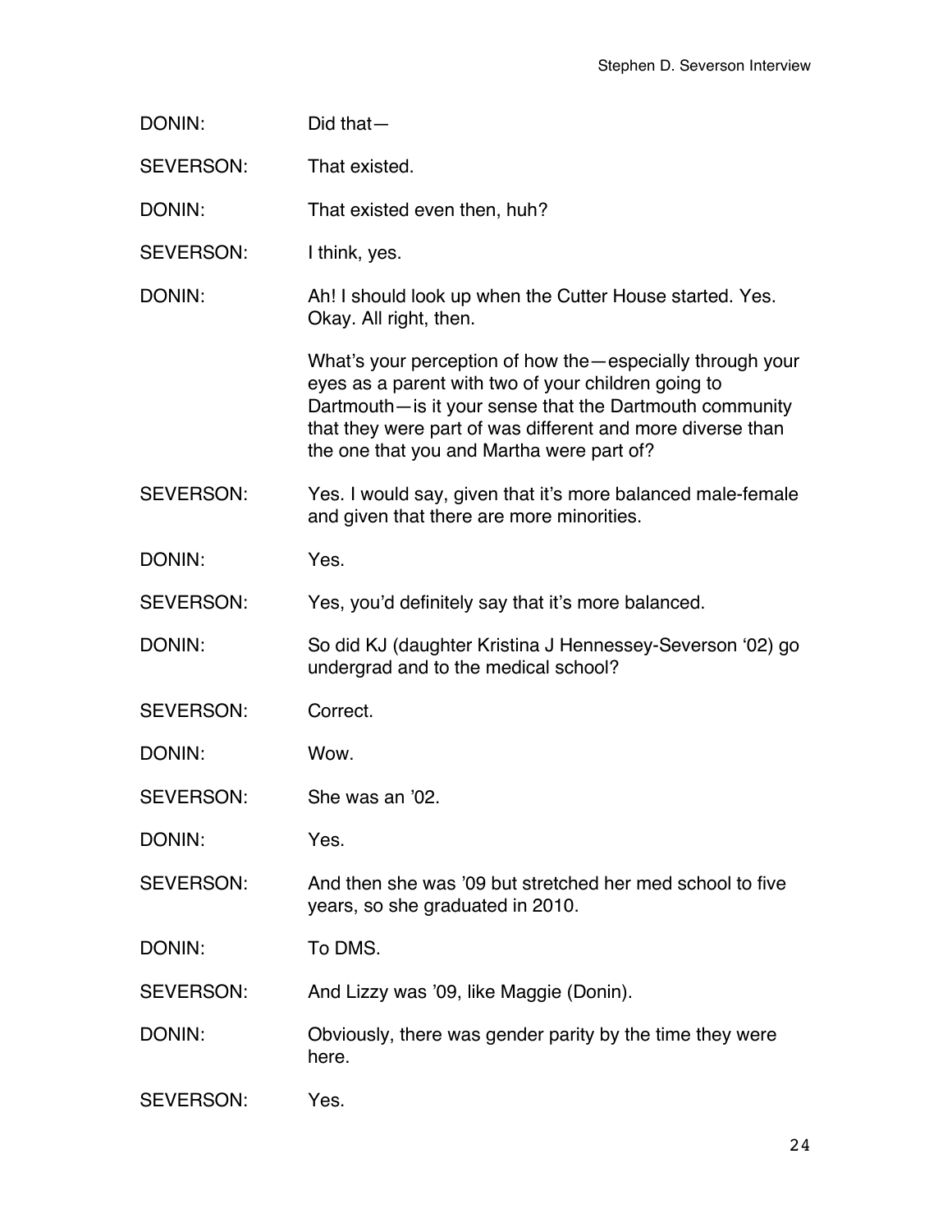DONIN: Did that—

SEVERSON: That existed.

DONIN: That existed even then, huh?

SEVERSON: I think, yes.

DONIN: Ah! I should look up when the Cutter House started. Yes. Okay. All right, then.

What's your perception of how the—especially through your eyes as a parent with two of your children going to Dartmouth—is it your sense that the Dartmouth community that they were part of was different and more diverse than the one that you and Martha were part of?

SEVERSON: Yes. I would say, given that it's more balanced male-female and given that there are more minorities.

DONIN: Yes.

SEVERSON: Yes, you'd definitely say that it's more balanced.

DONIN: So did KJ (daughter Kristina J Hennessey-Severson '02) go undergrad and to the medical school?

SEVERSON: Correct.

DONIN: Wow.

SEVERSON: She was an '02.

DONIN: Yes.

SEVERSON: And then she was '09 but stretched her med school to five years, so she graduated in 2010.

DONIN: To DMS.

SEVERSON: And Lizzy was '09, like Maggie (Donin).

DONIN: Obviously, there was gender parity by the time they were here.

SEVERSON: Yes.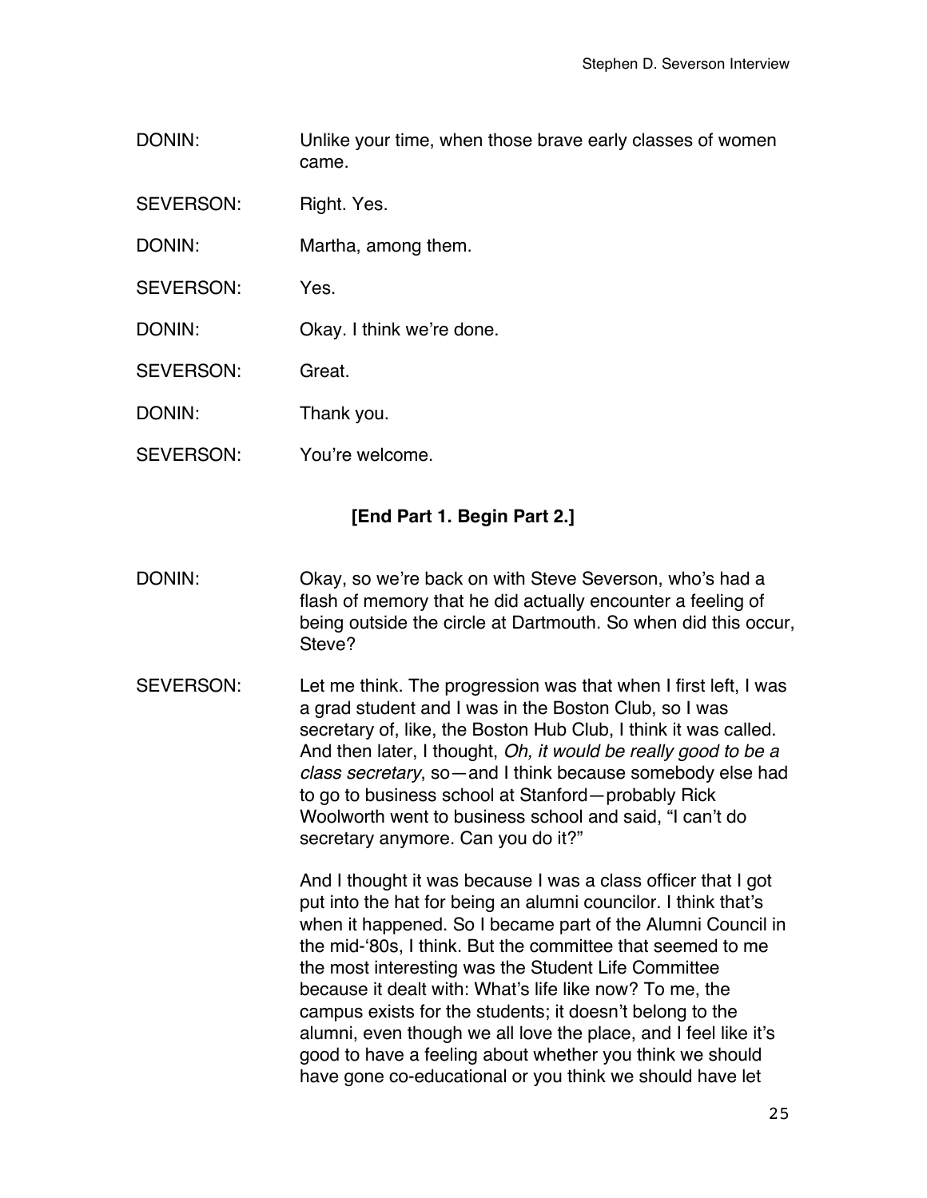DONIN: Unlike your time, when those brave early classes of women came.

SEVERSON: Right. Yes.

DONIN: Martha, among them.

SEVERSON: Yes.

DONIN: Okay. I think we're done.

SEVERSON: Great.

DONIN: Thank you.

SEVERSON: You're welcome.

**[End Part 1. Begin Part 2.]**

DONIN: Okay, so we're back on with Steve Severson, who's had a flash of memory that he did actually encounter a feeling of being outside the circle at Dartmouth. So when did this occur, Steve?

SEVERSON: Let me think. The progression was that when I first left, I was a grad student and I was in the Boston Club, so I was secretary of, like, the Boston Hub Club, I think it was called. And then later, I thought, *Oh, it would be really good to be a class secretary*, so—and I think because somebody else had to go to business school at Stanford—probably Rick Woolworth went to business school and said, "I can't do secretary anymore. Can you do it?"

And I thought it was because I was a class officer that I got put into the hat for being an alumni councilor. I think that's when it happened. So I became part of the Alumni Council in the mid-'80s, I think. But the committee that seemed to me the most interesting was the Student Life Committee because it dealt with: What's life like now? To me, the campus exists for the students; it doesn't belong to the alumni, even though we all love the place, and I feel like it's good to have a feeling about whether you think we should have gone co-educational or you think we should have let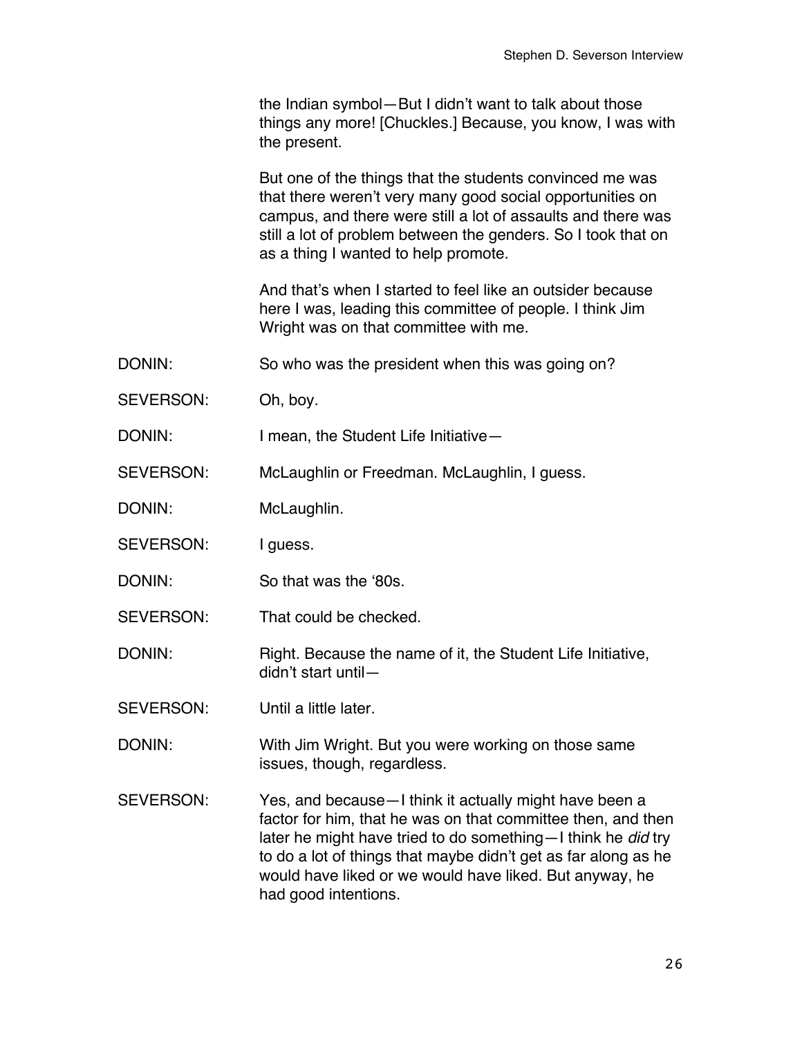the Indian symbol—But I didn't want to talk about those things any more! [Chuckles.] Because, you know, I was with the present.

But one of the things that the students convinced me was that there weren't very many good social opportunities on campus, and there were still a lot of assaults and there was still a lot of problem between the genders. So I took that on as a thing I wanted to help promote.

And that's when I started to feel like an outsider because here I was, leading this committee of people. I think Jim Wright was on that committee with me.

DONIN: So who was the president when this was going on?

SEVERSON: Oh, boy.

DONIN: I mean, the Student Life Initiative—

SEVERSON: McLaughlin or Freedman. McLaughlin, I guess.

DONIN: McLaughlin.

SEVERSON: I guess.

DONIN: So that was the '80s.

SEVERSON: That could be checked.

DONIN: Right. Because the name of it, the Student Life Initiative, didn't start until—

SEVERSON: Until a little later.

DONIN: With Jim Wright. But you were working on those same issues, though, regardless.

SEVERSON: Yes, and because—I think it actually might have been a factor for him, that he was on that committee then, and then later he might have tried to do something—I think he *did* try to do a lot of things that maybe didn't get as far along as he would have liked or we would have liked. But anyway, he had good intentions.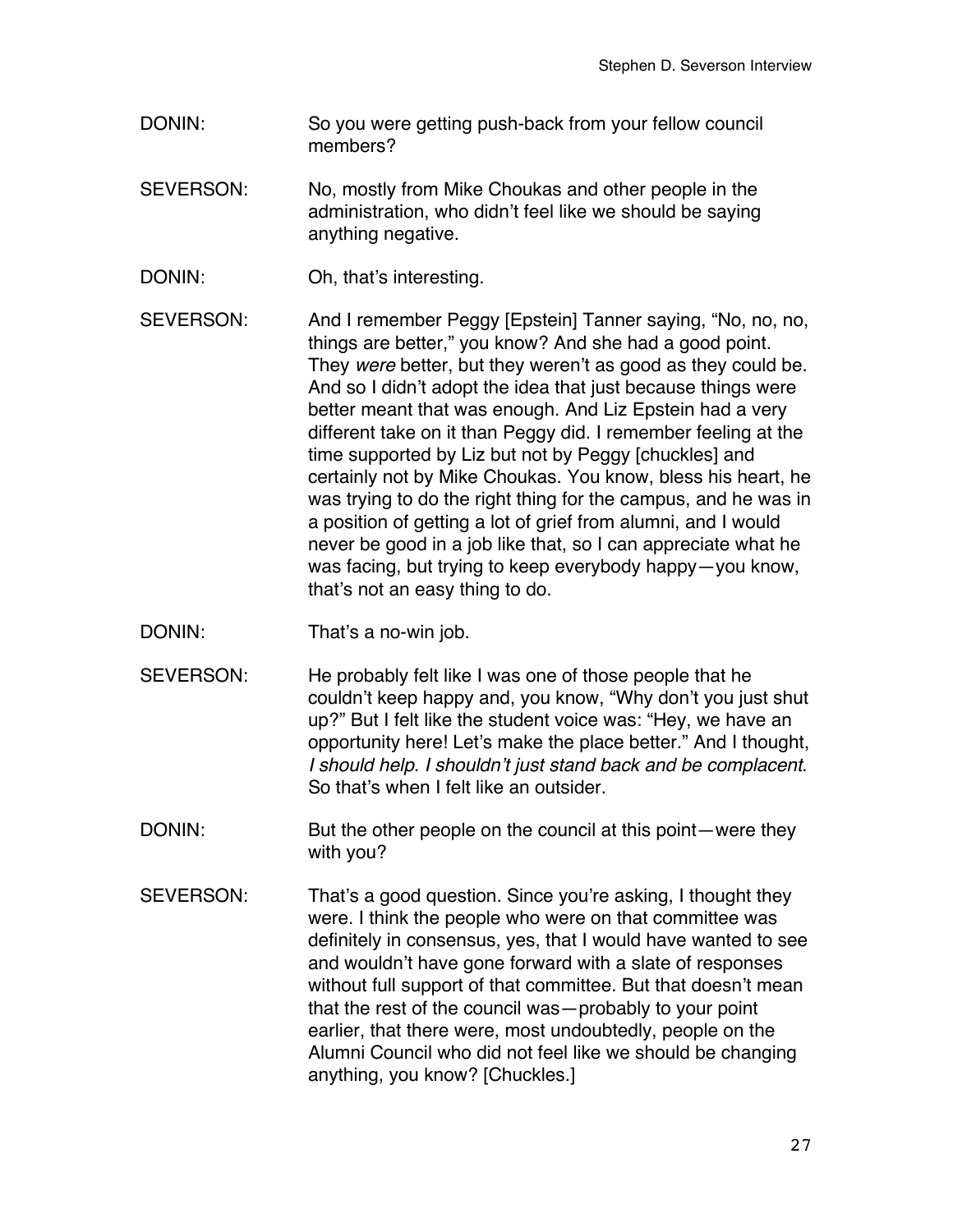DONIN: So you were getting push-back from your fellow council members?

SEVERSON: No, mostly from Mike Choukas and other people in the administration, who didn't feel like we should be saying anything negative.

DONIN: Oh, that's interesting.

SEVERSON: And I remember Peggy [Epstein] Tanner saying, "No, no, no, things are better," you know? And she had a good point. They *were* better, but they weren't as good as they could be. And so I didn't adopt the idea that just because things were better meant that was enough. And Liz Epstein had a very different take on it than Peggy did. I remember feeling at the time supported by Liz but not by Peggy [chuckles] and certainly not by Mike Choukas. You know, bless his heart, he was trying to do the right thing for the campus, and he was in a position of getting a lot of grief from alumni, and I would never be good in a job like that, so I can appreciate what he was facing, but trying to keep everybody happy—you know, that's not an easy thing to do.

DONIN: That's a no-win job.

SEVERSON: He probably felt like I was one of those people that he couldn't keep happy and, you know, "Why don't you just shut up?" But I felt like the student voice was: "Hey, we have an opportunity here! Let's make the place better." And I thought, *I should help. I shouldn't just stand back and be complacent.* So that's when I felt like an outsider.

DONIN: But the other people on the council at this point—were they with you?

SEVERSON: That's a good question. Since you're asking, I thought they were. I think the people who were on that committee was definitely in consensus, yes, that I would have wanted to see and wouldn't have gone forward with a slate of responses without full support of that committee. But that doesn't mean that the rest of the council was—probably to your point earlier, that there were, most undoubtedly, people on the Alumni Council who did not feel like we should be changing anything, you know? [Chuckles.]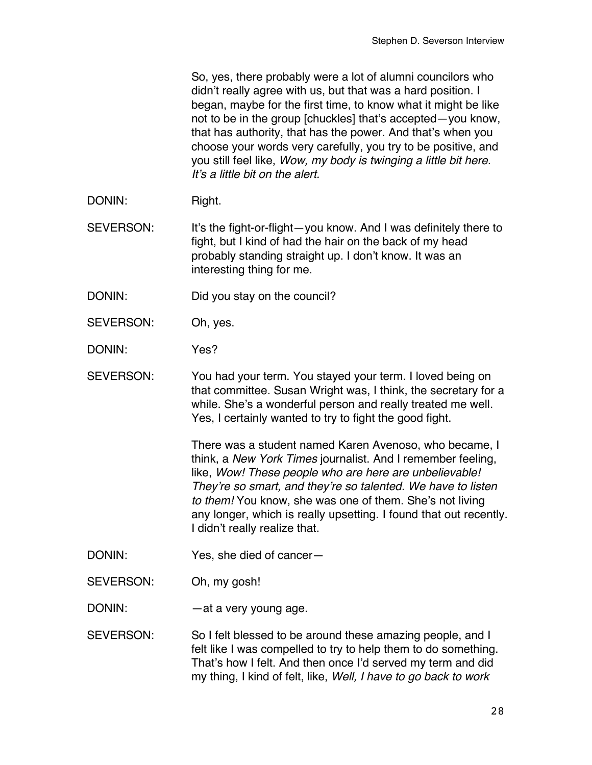So, yes, there probably were a lot of alumni councilors who didn't really agree with us, but that was a hard position. I began, maybe for the first time, to know what it might be like not to be in the group [chuckles] that's accepted—you know, that has authority, that has the power. And that's when you choose your words very carefully, you try to be positive, and you still feel like, *Wow, my body is twinging a little bit here. It's a little bit on the alert.*

DONIN: Right.

SEVERSON: It's the fight-or-flight—you know. And I was definitely there to fight, but I kind of had the hair on the back of my head probably standing straight up. I don't know. It was an interesting thing for me.

DONIN: Did you stay on the council?

SEVERSON: Oh, yes.

DONIN: Yes?

SEVERSON: You had your term. You stayed your term. I loved being on that committee. Susan Wright was, I think, the secretary for a while. She's a wonderful person and really treated me well. Yes, I certainly wanted to try to fight the good fight.

There was a student named Karen Avenoso, who became, I think, a *New York Times* journalist. And I remember feeling, like, *Wow! These people who are here are unbelievable! They're so smart, and they're so talented. We have to listen to them!* You know, she was one of them. She's not living any longer, which is really upsetting. I found that out recently. I didn't really realize that.

DONIN: Yes, she died of cancer—

SEVERSON: Oh, my gosh!

DONIN: —at a very young age.

SEVERSON: So I felt blessed to be around these amazing people, and I felt like I was compelled to try to help them to do something. That's how I felt. And then once I'd served my term and did my thing, I kind of felt, like, *Well, I have to go back to work*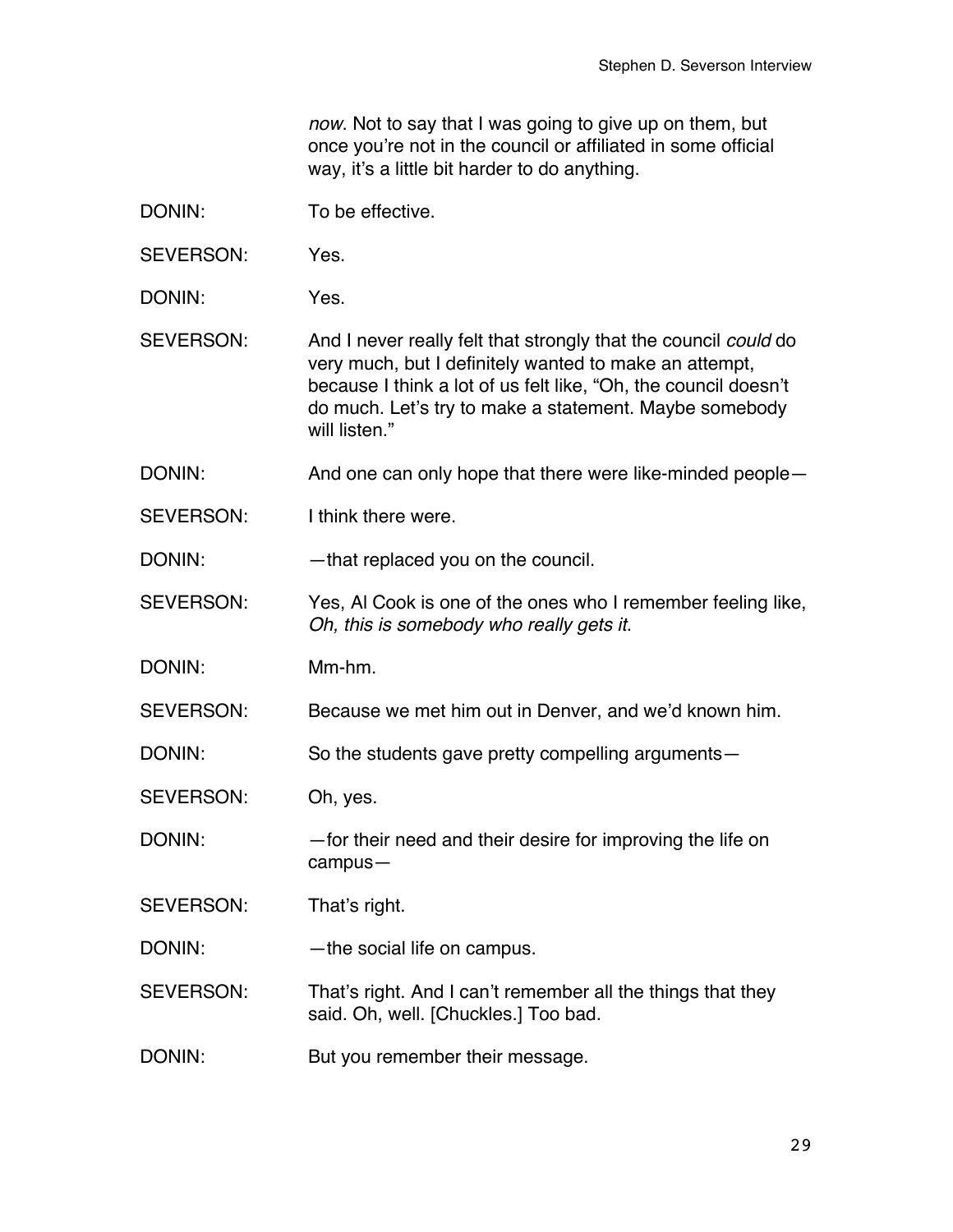*now*. Not to say that I was going to give up on them, but once you're not in the council or affiliated in some official way, it's a little bit harder to do anything.

DONIN: To be effective.

SEVERSON: Yes.

DONIN: Yes.

SEVERSON: And I never really felt that strongly that the council *could* do very much, but I definitely wanted to make an attempt, because I think a lot of us felt like, "Oh, the council doesn't do much. Let's try to make a statement. Maybe somebody will listen."

DONIN: And one can only hope that there were like-minded people—

SEVERSON: I think there were.

DONIN: —that replaced you on the council.

SEVERSON: Yes, Al Cook is one of the ones who I remember feeling like, *Oh, this is somebody who really gets it*.

DONIN: Mm-hm.

SEVERSON: Because we met him out in Denver, and we'd known him.

DONIN: So the students gave pretty compelling arguments—

SEVERSON: Oh, yes.

DONIN: —for their need and their desire for improving the life on campus—

SEVERSON: That's right.

DONIN: —the social life on campus.

SEVERSON: That's right. And I can't remember all the things that they said. Oh, well. [Chuckles.] Too bad.

DONIN: But you remember their message.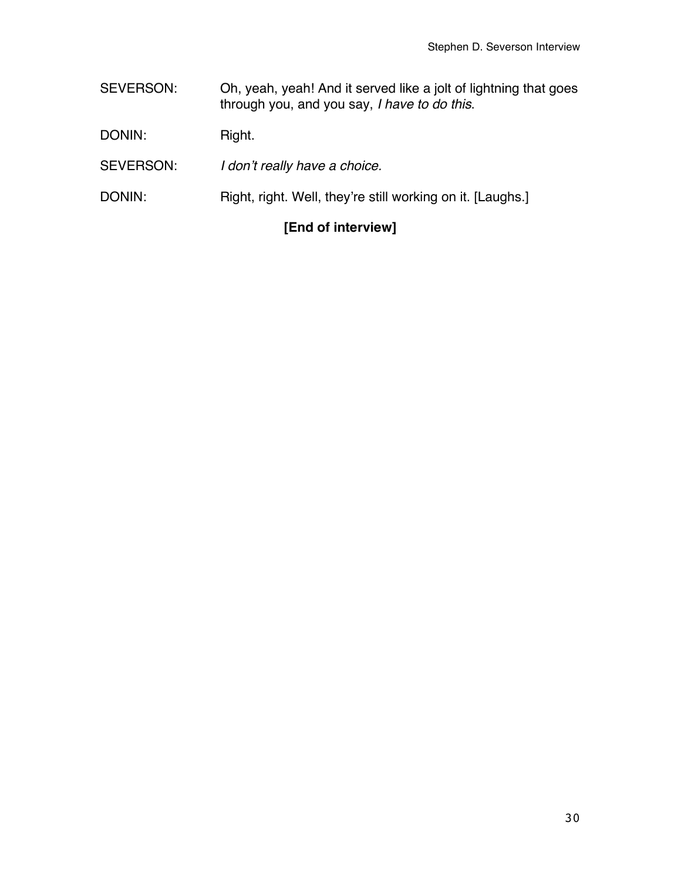SEVERSON: Oh, yeah, yeah! And it served like a jolt of lightning that goes through you, and you say, *I have to do this*.

DONIN: Right.

SEVERSON: *I don't really have a choice.*

DONIN: Right, right. Well, they're still working on it. [Laughs.]

**[End of interview]**